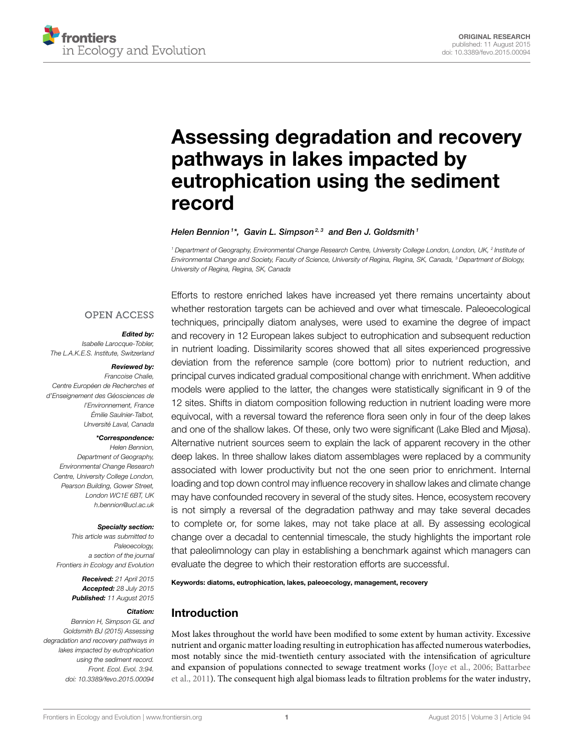ORIGINAL RESEARCH
published: 11 August 2015
doi: 10.3389/fevo.2015.00094

# Assessing degradation and recovery pathways in lakes impacted by eutrophication using the sediment record

*Helen Bennion[1]\*, Gavin L. Simpson[2,3] and Ben J. Goldsmith[1]*

[1] Department of Geography, Environmental Change Research Centre, University College London, London, UK, [2] Institute of Environmental Change and Society, Faculty of Science, University of Regina, Regina, SK, Canada, [3] Department of Biology, University of Regina, Regina, SK, Canada

OPEN ACCESS

***Edited by:***
*Isabelle Larocque-Tobler, The L.A.K.E.S. Institute, Switzerland*

***Reviewed by:***
*Francoise Chalie, Centre Européen de Recherches et d'Enseignement des Géosciences de l'Environnement, France*
*Émilie Saulnier-Talbot, Unversité Laval, Canada*

***\*Correspondence:***
*Helen Bennion, Department of Geography, Environmental Change Research Centre, University College London, Pearson Building, Gower Street, London WC1E 6BT, UK*
*h.bennion@ucl.ac.uk*

***Specialty section:***
*This article was submitted to Paleoecology, a section of the journal Frontiers in Ecology and Evolution*

***Received:*** *21 April 2015*
***Accepted:*** *28 July 2015*
***Published:*** *11 August 2015*

***Citation:***
*Bennion H, Simpson GL and Goldsmith BJ (2015) Assessing degradation and recovery pathways in lakes impacted by eutrophication using the sediment record. Front. Ecol. Evol. 3:94. doi: 10.3389/fevo.2015.00094*

Efforts to restore enriched lakes have increased yet there remains uncertainty about whether restoration targets can be achieved and over what timescale. Paleoecological techniques, principally diatom analyses, were used to examine the degree of impact and recovery in 12 European lakes subject to eutrophication and subsequent reduction in nutrient loading. Dissimilarity scores showed that all sites experienced progressive deviation from the reference sample (core bottom) prior to nutrient reduction, and principal curves indicated gradual compositional change with enrichment. When additive models were applied to the latter, the changes were statistically significant in 9 of the 12 sites. Shifts in diatom composition following reduction in nutrient loading were more equivocal, with a reversal toward the reference flora seen only in four of the deep lakes and one of the shallow lakes. Of these, only two were significant (Lake Bled and Mjøsa). Alternative nutrient sources seem to explain the lack of apparent recovery in the other deep lakes. In three shallow lakes diatom assemblages were replaced by a community associated with lower productivity but not the one seen prior to enrichment. Internal loading and top down control may influence recovery in shallow lakes and climate change may have confounded recovery in several of the study sites. Hence, ecosystem recovery is not simply a reversal of the degradation pathway and may take several decades to complete or, for some lakes, may not take place at all. By assessing ecological change over a decadal to centennial timescale, the study highlights the important role that paleolimnology can play in establishing a benchmark against which managers can evaluate the degree to which their restoration efforts are successful.

**Keywords: diatoms, eutrophication, lakes, paleoecology, management, recovery**

## Introduction

Most lakes throughout the world have been modified to some extent by human activity. Excessive nutrient and organic matter loading resulting in eutrophication has affected numerous waterbodies, most notably since the mid-twentieth century associated with the intensification of agriculture and expansion of populations connected to sewage treatment works (Joye et al., 2006; Battarbee et al., 2011). The consequent high algal biomass leads to filtration problems for the water industry,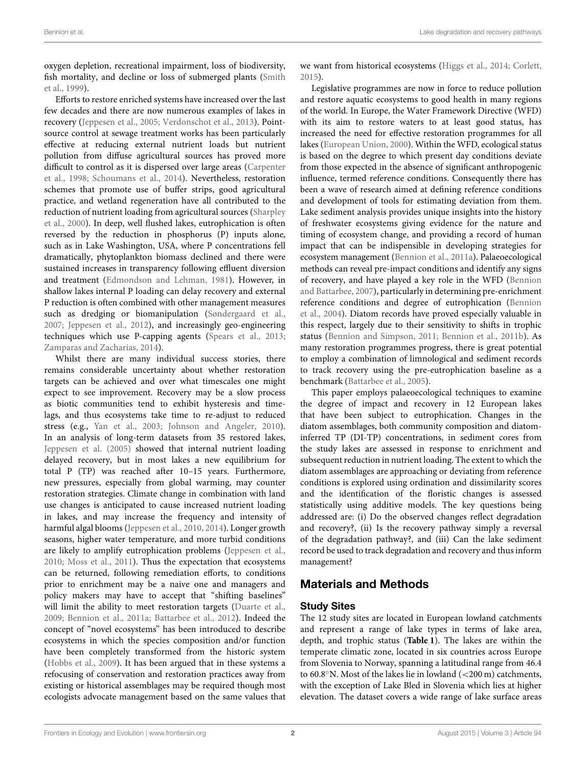oxygen depletion, recreational impairment, loss of biodiversity, fish mortality, and decline or loss of submerged plants (Smith et al., 1999).

Efforts to restore enriched systems have increased over the last few decades and there are now numerous examples of lakes in recovery (Jeppesen et al., 2005; Verdonschot et al., 2013). Point-source control at sewage treatment works has been particularly effective at reducing external nutrient loads but nutrient pollution from diffuse agricultural sources has proved more difficult to control as it is dispersed over large areas (Carpenter et al., 1998; Schoumans et al., 2014). Nevertheless, restoration schemes that promote use of buffer strips, good agricultural practice, and wetland regeneration have all contributed to the reduction of nutrient loading from agricultural sources (Sharpley et al., 2000). In deep, well flushed lakes, eutrophication is often reversed by the reduction in phosphorus (P) inputs alone, such as in Lake Washington, USA, where P concentrations fell dramatically, phytoplankton biomass declined and there were sustained increases in transparency following effluent diversion and treatment (Edmondson and Lehman, 1981). However, in shallow lakes internal P loading can delay recovery and external P reduction is often combined with other management measures such as dredging or biomanipulation (Søndergaard et al., 2007; Jeppesen et al., 2012), and increasingly geo-engineering techniques which use P-capping agents (Spears et al., 2013; Zamparas and Zacharias, 2014).

Whilst there are many individual success stories, there remains considerable uncertainty about whether restoration targets can be achieved and over what timescales one might expect to see improvement. Recovery may be a slow process as biotic communities tend to exhibit hysteresis and time-lags, and thus ecosystems take time to re-adjust to reduced stress (e.g., Yan et al., 2003; Johnson and Angeler, 2010). In an analysis of long-term datasets from 35 restored lakes, Jeppesen et al. (2005) showed that internal nutrient loading delayed recovery, but in most lakes a new equilibrium for total P (TP) was reached after 10–15 years. Furthermore, new pressures, especially from global warming, may counter restoration strategies. Climate change in combination with land use changes is anticipated to cause increased nutrient loading in lakes, and may increase the frequency and intensity of harmful algal blooms (Jeppesen et al., 2010, 2014). Longer growth seasons, higher water temperature, and more turbid conditions are likely to amplify eutrophication problems (Jeppesen et al., 2010; Moss et al., 2011). Thus the expectation that ecosystems can be returned, following remediation efforts, to conditions prior to enrichment may be a naive one and managers and policy makers may have to accept that "shifting baselines" will limit the ability to meet restoration targets (Duarte et al., 2009; Bennion et al., 2011a; Battarbee et al., 2012). Indeed the concept of "novel ecosystems" has been introduced to describe ecosystems in which the species composition and/or function have been completely transformed from the historic system (Hobbs et al., 2009). It has been argued that in these systems a refocusing of conservation and restoration practices away from existing or historical assemblages may be required though most ecologists advocate management based on the same values that we want from historical ecosystems (Higgs et al., 2014; Corlett, 2015).

Legislative programmes are now in force to reduce pollution and restore aquatic ecosystems to good health in many regions of the world. In Europe, the Water Framework Directive (WFD) with its aim to restore waters to at least good status, has increased the need for effective restoration programmes for all lakes (European Union, 2000). Within the WFD, ecological status is based on the degree to which present day conditions deviate from those expected in the absence of significant anthropogenic influence, termed reference conditions. Consequently there has been a wave of research aimed at defining reference conditions and development of tools for estimating deviation from them. Lake sediment analysis provides unique insights into the history of freshwater ecosystems giving evidence for the nature and timing of ecosystem change, and providing a record of human impact that can be indispensible in developing strategies for ecosystem management (Bennion et al., 2011a). Palaeoecological methods can reveal pre-impact conditions and identify any signs of recovery, and have played a key role in the WFD (Bennion and Battarbee, 2007), particularly in determining pre-enrichment reference conditions and degree of eutrophication (Bennion et al., 2004). Diatom records have proved especially valuable in this respect, largely due to their sensitivity to shifts in trophic status (Bennion and Simpson, 2011; Bennion et al., 2011b). As many restoration programmes progress, there is great potential to employ a combination of limnological and sediment records to track recovery using the pre-eutrophication baseline as a benchmark (Battarbee et al., 2005).

This paper employs palaeoecological techniques to examine the degree of impact and recovery in 12 European lakes that have been subject to eutrophication. Changes in the diatom assemblages, both community composition and diatom-inferred TP (DI-TP) concentrations, in sediment cores from the study lakes are assessed in response to enrichment and subsequent reduction in nutrient loading. The extent to which the diatom assemblages are approaching or deviating from reference conditions is explored using ordination and dissimilarity scores and the identification of the floristic changes is assessed statistically using additive models. The key questions being addressed are: (i) Do the observed changes reflect degradation and recovery?, (ii) Is the recovery pathway simply a reversal of the degradation pathway?, and (iii) Can the lake sediment record be used to track degradation and recovery and thus inform management?

## Materials and Methods

### Study Sites

The 12 study sites are located in European lowland catchments and represent a range of lake types in terms of lake area, depth, and trophic status (**Table 1**). The lakes are within the temperate climatic zone, located in six countries across Europe from Slovenia to Norway, spanning a latitudinal range from 46.4 to 60.8°N. Most of the lakes lie in lowland (<200 m) catchments, with the exception of Lake Bled in Slovenia which lies at higher elevation. The dataset covers a wide range of lake surface areas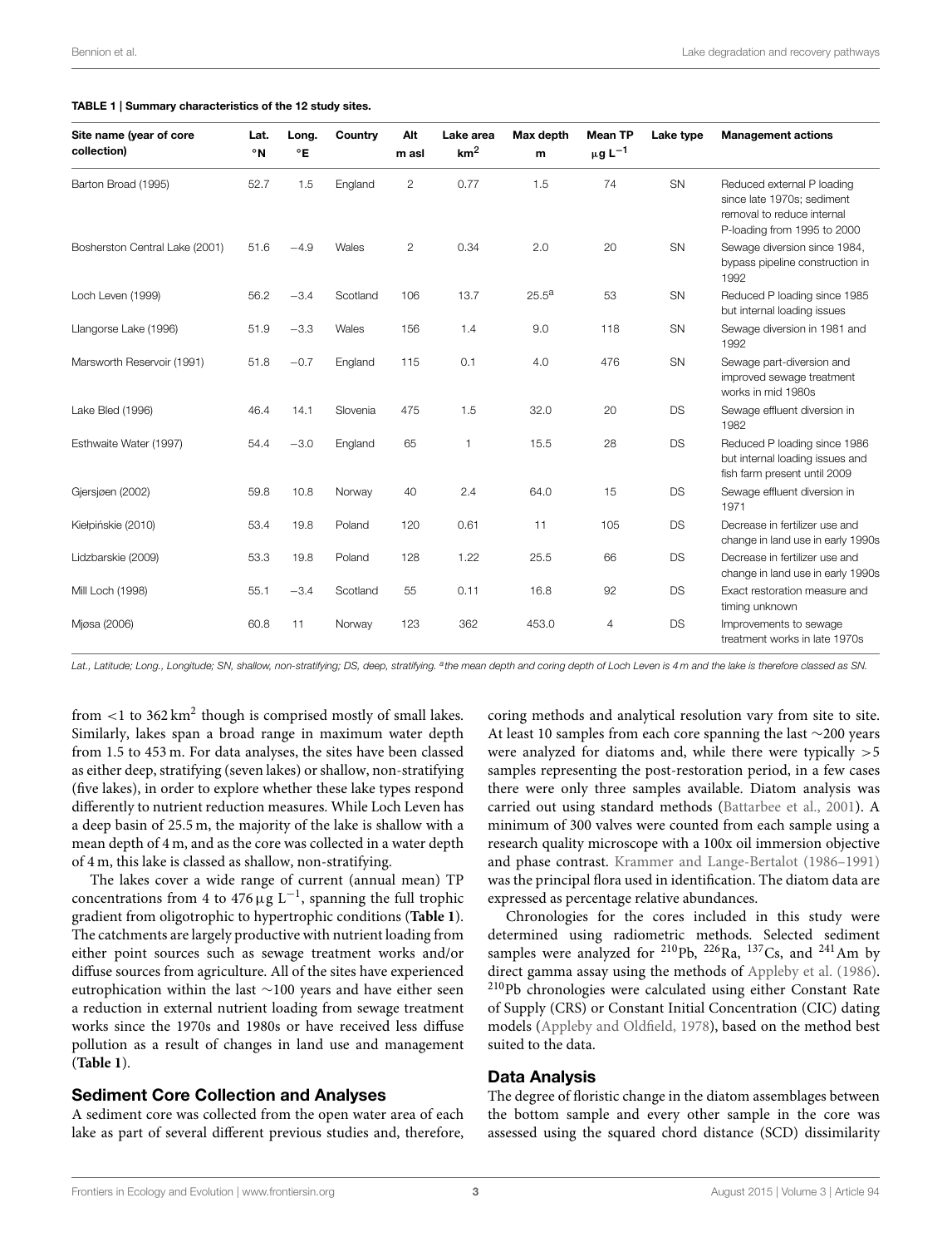**TABLE 1 | Summary characteristics of the 12 study sites.**

| Site name (year of core collection) | Lat. °N | Long. °E | Country | Alt m asl | Lake area $km^2$ | Max depth m | Mean TP $\mu g\ L^{-1}$ | Lake type | Management actions |
|---|---|---|---|---|---|---|---|---|---|
| Barton Broad (1995) | 52.7 | 1.5 | England | 2 | 0.77 | 1.5 | 74 | SN | Reduced external P loading since late 1970s; sediment removal to reduce internal P-loading from 1995 to 2000 |
| Bosherston Central Lake (2001) | 51.6 | −4.9 | Wales | 2 | 0.34 | 2.0 | 20 | SN | Sewage diversion since 1984, bypass pipeline construction in 1992 |
| Loch Leven (1999) | 56.2 | −3.4 | Scotland | 106 | 13.7 | 25.5[a] | 53 | SN | Reduced P loading since 1985 but internal loading issues |
| Llangorse Lake (1996) | 51.9 | −3.3 | Wales | 156 | 1.4 | 9.0 | 118 | SN | Sewage diversion in 1981 and 1992 |
| Marsworth Reservoir (1991) | 51.8 | −0.7 | England | 115 | 0.1 | 4.0 | 476 | SN | Sewage part-diversion and improved sewage treatment works in mid 1980s |
| Lake Bled (1996) | 46.4 | 14.1 | Slovenia | 475 | 1.5 | 32.0 | 20 | DS | Sewage effluent diversion in 1982 |
| Esthwaite Water (1997) | 54.4 | −3.0 | England | 65 | 1 | 15.5 | 28 | DS | Reduced P loading since 1986 but internal loading issues and fish farm present until 2009 |
| Gjersjøen (2002) | 59.8 | 10.8 | Norway | 40 | 2.4 | 64.0 | 15 | DS | Sewage effluent diversion in 1971 |
| Kiełpińskie (2010) | 53.4 | 19.8 | Poland | 120 | 0.61 | 11 | 105 | DS | Decrease in fertilizer use and change in land use in early 1990s |
| Lidzbarskie (2009) | 53.3 | 19.8 | Poland | 128 | 1.22 | 25.5 | 66 | DS | Decrease in fertilizer use and change in land use in early 1990s |
| Mill Loch (1998) | 55.1 | −3.4 | Scotland | 55 | 0.11 | 16.8 | 92 | DS | Exact restoration measure and timing unknown |
| Mjøsa (2006) | 60.8 | 11 | Norway | 123 | 362 | 453.0 | 4 | DS | Improvements to sewage treatment works in late 1970s |

*Lat., Latitude; Long., Longitude; SN, shallow, non-stratifying; DS, deep, stratifying. [a]the mean depth and coring depth of Loch Leven is 4 m and the lake is therefore classed as SN.*

from <1 to 362 $km^2$ though is comprised mostly of small lakes. Similarly, lakes span a broad range in maximum water depth from 1.5 to 453 m. For data analyses, the sites have been classed as either deep, stratifying (seven lakes) or shallow, non-stratifying (five lakes), in order to explore whether these lake types respond differently to nutrient reduction measures. While Loch Leven has a deep basin of 25.5 m, the majority of the lake is shallow with a mean depth of 4 m, and as the core was collected in a water depth of 4 m, this lake is classed as shallow, non-stratifying.

The lakes cover a wide range of current (annual mean) TP concentrations from 4 to 476 $\mu g\ L^{-1}$, spanning the full trophic gradient from oligotrophic to hypertrophic conditions (**Table 1**). The catchments are largely productive with nutrient loading from either point sources such as sewage treatment works and/or diffuse sources from agriculture. All of the sites have experienced eutrophication within the last ~100 years and have either seen a reduction in external nutrient loading from sewage treatment works since the 1970s and 1980s or have received less diffuse pollution as a result of changes in land use and management (**Table 1**).

## Sediment Core Collection and Analyses

A sediment core was collected from the open water area of each lake as part of several different previous studies and, therefore, coring methods and analytical resolution vary from site to site. At least 10 samples from each core spanning the last ~200 years were analyzed for diatoms and, while there were typically >5 samples representing the post-restoration period, in a few cases there were only three samples available. Diatom analysis was carried out using standard methods (Battarbee et al., 2001). A minimum of 300 valves were counted from each sample using a research quality microscope with a 100x oil immersion objective and phase contrast. Krammer and Lange-Bertalot (1986–1991) was the principal flora used in identification. The diatom data are expressed as percentage relative abundances.

Chronologies for the cores included in this study were determined using radiometric methods. Selected sediment samples were analyzed for $^{210}Pb$, $^{226}Ra$, $^{137}Cs$, and $^{241}Am$ by direct gamma assay using the methods of Appleby et al. (1986). $^{210}Pb$ chronologies were calculated using either Constant Rate of Supply (CRS) or Constant Initial Concentration (CIC) dating models (Appleby and Oldfield, 1978), based on the method best suited to the data.

## Data Analysis

The degree of floristic change in the diatom assemblages between the bottom sample and every other sample in the core was assessed using the squared chord distance (SCD) dissimilarity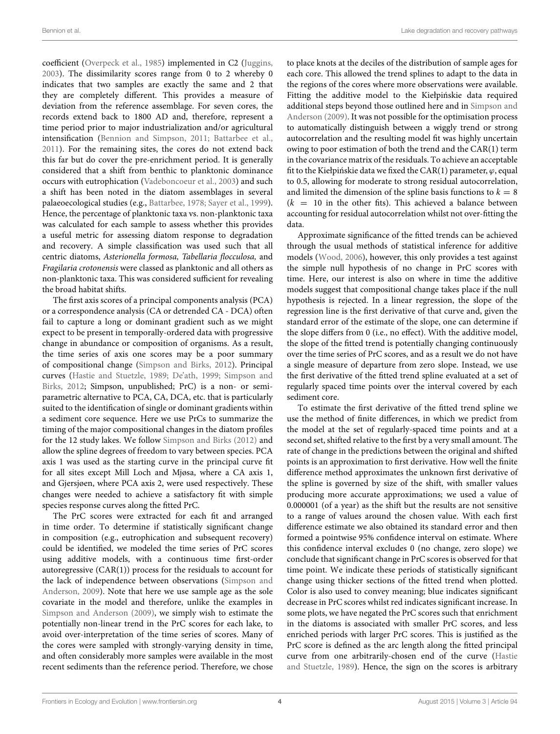coefficient (Overpeck et al., 1985) implemented in C2 (Juggins, 2003). The dissimilarity scores range from 0 to 2 whereby 0 indicates that two samples are exactly the same and 2 that they are completely different. This provides a measure of deviation from the reference assemblage. For seven cores, the records extend back to 1800 AD and, therefore, represent a time period prior to major industrialization and/or agricultural intensification (Bennion and Simpson, 2011; Battarbee et al., 2011). For the remaining sites, the cores do not extend back this far but do cover the pre-enrichment period. It is generally considered that a shift from benthic to planktonic dominance occurs with eutrophication (Vadeboncoeur et al., 2003) and such a shift has been noted in the diatom assemblages in several palaeoecological studies (e.g., Battarbee, 1978; Sayer et al., 1999). Hence, the percentage of planktonic taxa vs. non-planktonic taxa was calculated for each sample to assess whether this provides a useful metric for assessing diatom response to degradation and recovery. A simple classification was used such that all centric diatoms, *Asterionella formosa, Tabellaria flocculosa,* and *Fragilaria crotonensis* were classed as planktonic and all others as non-planktonic taxa. This was considered sufficient for revealing the broad habitat shifts.

The first axis scores of a principal components analysis (PCA) or a correspondence analysis (CA or detrended CA - DCA) often fail to capture a long or dominant gradient such as we might expect to be present in temporally-ordered data with progressive change in abundance or composition of organisms. As a result, the time series of axis one scores may be a poor summary of compositional change (Simpson and Birks, 2012). Principal curves (Hastie and Stuetzle, 1989; De'ath, 1999; Simpson and Birks, 2012; Simpson, unpublished; PrC) is a non- or semi-parametric alternative to PCA, CA, DCA, etc. that is particularly suited to the identification of single or dominant gradients within a sediment core sequence. Here we use PrCs to summarize the timing of the major compositional changes in the diatom profiles for the 12 study lakes. We follow Simpson and Birks (2012) and allow the spline degrees of freedom to vary between species. PCA axis 1 was used as the starting curve in the principal curve fit for all sites except Mill Loch and Mjøsa, where a CA axis 1, and Gjersjøen, where PCA axis 2, were used respectively. These changes were needed to achieve a satisfactory fit with simple species response curves along the fitted PrC.

The PrC scores were extracted for each fit and arranged in time order. To determine if statistically significant change in composition (e.g., eutrophication and subsequent recovery) could be identified, we modeled the time series of PrC scores using additive models, with a continuous time first-order autoregressive (CAR(1)) process for the residuals to account for the lack of independence between observations (Simpson and Anderson, 2009). Note that here we use sample age as the sole covariate in the model and therefore, unlike the examples in Simpson and Anderson (2009), we simply wish to estimate the potentially non-linear trend in the PrC scores for each lake, to avoid over-interpretation of the time series of scores. Many of the cores were sampled with strongly-varying density in time, and often considerably more samples were available in the most recent sediments than the reference period. Therefore, we chose to place knots at the deciles of the distribution of sample ages for each core. This allowed the trend splines to adapt to the data in the regions of the cores where more observations were available. Fitting the additive model to the Kiełpińskie data required additional steps beyond those outlined here and in Simpson and Anderson (2009). It was not possible for the optimisation process to automatically distinguish between a wiggly trend or strong autocorrelation and the resulting model fit was highly uncertain owing to poor estimation of both the trend and the CAR(1) term in the covariance matrix of the residuals. To achieve an acceptable fit to the Kiełpińskie data we fixed the CAR(1) parameter, $\varphi$, equal to 0.5, allowing for moderate to strong residual autocorrelation, and limited the dimension of the spline basis functions to $k = 8$ ($k = 10$ in the other fits). This achieved a balance between accounting for residual autocorrelation whilst not over-fitting the data.

Approximate significance of the fitted trends can be achieved through the usual methods of statistical inference for additive models (Wood, 2006), however, this only provides a test against the simple null hypothesis of no change in PrC scores with time. Here, our interest is also on where in time the additive models suggest that compositional change takes place if the null hypothesis is rejected. In a linear regression, the slope of the regression line is the first derivative of that curve and, given the standard error of the estimate of the slope, one can determine if the slope differs from 0 (i.e., no effect). With the additive model, the slope of the fitted trend is potentially changing continuously over the time series of PrC scores, and as a result we do not have a single measure of departure from zero slope. Instead, we use the first derivative of the fitted trend spline evaluated at a set of regularly spaced time points over the interval covered by each sediment core.

To estimate the first derivative of the fitted trend spline we use the method of finite differences, in which we predict from the model at the set of regularly-spaced time points and at a second set, shifted relative to the first by a very small amount. The rate of change in the predictions between the original and shifted points is an approximation to first derivative. How well the finite difference method approximates the unknown first derivative of the spline is governed by size of the shift, with smaller values producing more accurate approximations; we used a value of 0.000001 (of a year) as the shift but the results are not sensitive to a range of values around the chosen value. With each first difference estimate we also obtained its standard error and then formed a pointwise 95% confidence interval on estimate. Where this confidence interval excludes 0 (no change, zero slope) we conclude that significant change in PrC scores is observed for that time point. We indicate these periods of statistically significant change using thicker sections of the fitted trend when plotted. Color is also used to convey meaning; blue indicates significant decrease in PrC scores whilst red indicates significant increase. In some plots, we have negated the PrC scores such that enrichment in the diatoms is associated with smaller PrC scores, and less enriched periods with larger PrC scores. This is justified as the PrC score is defined as the arc length along the fitted principal curve from one arbitrarily-chosen end of the curve (Hastie and Stuetzle, 1989). Hence, the sign on the scores is arbitrary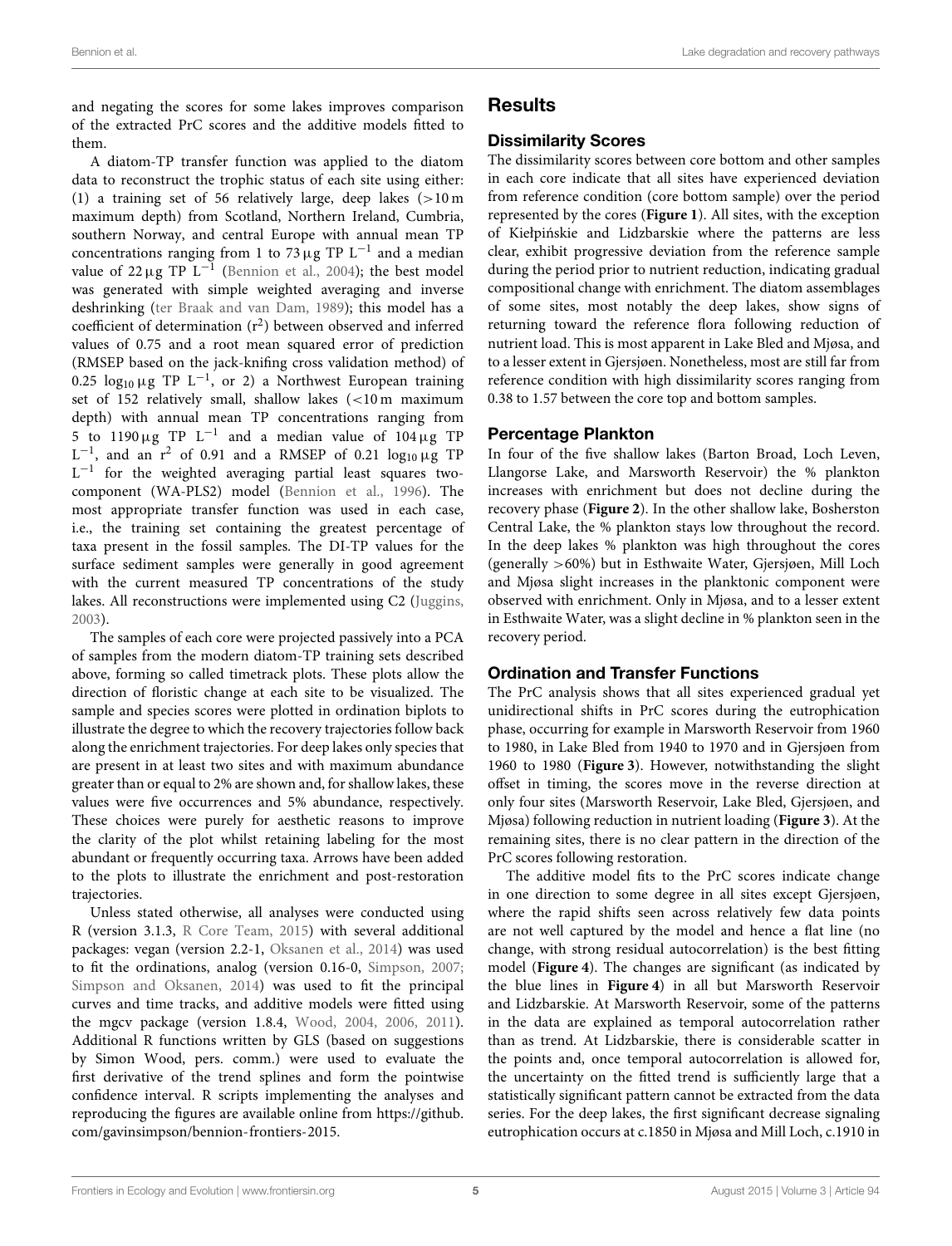and negating the scores for some lakes improves comparison of the extracted PrC scores and the additive models fitted to them.

A diatom-TP transfer function was applied to the diatom data to reconstruct the trophic status of each site using either: (1) a training set of 56 relatively large, deep lakes (>10 m maximum depth) from Scotland, Northern Ireland, Cumbria, southern Norway, and central Europe with annual mean TP concentrations ranging from 1 to 73 μg TP $L^{-1}$ and a median value of 22 μg TP $L^{-1}$ (Bennion et al., 2004); the best model was generated with simple weighted averaging and inverse deshrinking (ter Braak and van Dam, 1989); this model has a coefficient of determination ($r^2$) between observed and inferred values of 0.75 and a root mean squared error of prediction (RMSEP based on the jack-knifing cross validation method) of 0.25 $\log_{10}$ μg TP $L^{-1}$, or 2) a Northwest European training set of 152 relatively small, shallow lakes (<10 m maximum depth) with annual mean TP concentrations ranging from 5 to 1190 μg TP $L^{-1}$ and a median value of 104 μg TP $L^{-1}$, and an $r^2$ of 0.91 and a RMSEP of 0.21 $\log_{10}$ μg TP $L^{-1}$ for the weighted averaging partial least squares two-component (WA-PLS2) model (Bennion et al., 1996). The most appropriate transfer function was used in each case, i.e., the training set containing the greatest percentage of taxa present in the fossil samples. The DI-TP values for the surface sediment samples were generally in good agreement with the current measured TP concentrations of the study lakes. All reconstructions were implemented using C2 (Juggins, 2003).

The samples of each core were projected passively into a PCA of samples from the modern diatom-TP training sets described above, forming so called timetrack plots. These plots allow the direction of floristic change at each site to be visualized. The sample and species scores were plotted in ordination biplots to illustrate the degree to which the recovery trajectories follow back along the enrichment trajectories. For deep lakes only species that are present in at least two sites and with maximum abundance greater than or equal to 2% are shown and, for shallow lakes, these values were five occurrences and 5% abundance, respectively. These choices were purely for aesthetic reasons to improve the clarity of the plot whilst retaining labeling for the most abundant or frequently occurring taxa. Arrows have been added to the plots to illustrate the enrichment and post-restoration trajectories.

Unless stated otherwise, all analyses were conducted using R (version 3.1.3, R Core Team, 2015) with several additional packages: vegan (version 2.2-1, Oksanen et al., 2014) was used to fit the ordinations, analog (version 0.16-0, Simpson, 2007; Simpson and Oksanen, 2014) was used to fit the principal curves and time tracks, and additive models were fitted using the mgcv package (version 1.8.4, Wood, 2004, 2006, 2011). Additional R functions written by GLS (based on suggestions by Simon Wood, pers. comm.) were used to evaluate the first derivative of the trend splines and form the pointwise confidence interval. R scripts implementing the analyses and reproducing the figures are available online from https://github.com/gavinsimpson/bennion-frontiers-2015.

## Results

### Dissimilarity Scores

The dissimilarity scores between core bottom and other samples in each core indicate that all sites have experienced deviation from reference condition (core bottom sample) over the period represented by the cores (**Figure 1**). All sites, with the exception of Kiełpińskie and Lidzbarskie where the patterns are less clear, exhibit progressive deviation from the reference sample during the period prior to nutrient reduction, indicating gradual compositional change with enrichment. The diatom assemblages of some sites, most notably the deep lakes, show signs of returning toward the reference flora following reduction of nutrient load. This is most apparent in Lake Bled and Mjøsa, and to a lesser extent in Gjersjøen. Nonetheless, most are still far from reference condition with high dissimilarity scores ranging from 0.38 to 1.57 between the core top and bottom samples.

### Percentage Plankton

In four of the five shallow lakes (Barton Broad, Loch Leven, Llangorse Lake, and Marsworth Reservoir) the % plankton increases with enrichment but does not decline during the recovery phase (**Figure 2**). In the other shallow lake, Bosherston Central Lake, the % plankton stays low throughout the record. In the deep lakes % plankton was high throughout the cores (generally >60%) but in Esthwaite Water, Gjersjøen, Mill Loch and Mjøsa slight increases in the planktonic component were observed with enrichment. Only in Mjøsa, and to a lesser extent in Esthwaite Water, was a slight decline in % plankton seen in the recovery period.

### Ordination and Transfer Functions

The PrC analysis shows that all sites experienced gradual yet unidirectional shifts in PrC scores during the eutrophication phase, occurring for example in Marsworth Reservoir from 1960 to 1980, in Lake Bled from 1940 to 1970 and in Gjersjøen from 1960 to 1980 (**Figure 3**). However, notwithstanding the slight offset in timing, the scores move in the reverse direction at only four sites (Marsworth Reservoir, Lake Bled, Gjersjøen, and Mjøsa) following reduction in nutrient loading (**Figure 3**). At the remaining sites, there is no clear pattern in the direction of the PrC scores following restoration.

The additive model fits to the PrC scores indicate change in one direction to some degree in all sites except Gjersjøen, where the rapid shifts seen across relatively few data points are not well captured by the model and hence a flat line (no change, with strong residual autocorrelation) is the best fitting model (**Figure 4**). The changes are significant (as indicated by the blue lines in **Figure 4**) in all but Marsworth Reservoir and Lidzbarskie. At Marsworth Reservoir, some of the patterns in the data are explained as temporal autocorrelation rather than as trend. At Lidzbarskie, there is considerable scatter in the points and, once temporal autocorrelation is allowed for, the uncertainty on the fitted trend is sufficiently large that a statistically significant pattern cannot be extracted from the data series. For the deep lakes, the first significant decrease signaling eutrophication occurs at c.1850 in Mjøsa and Mill Loch, c.1910 in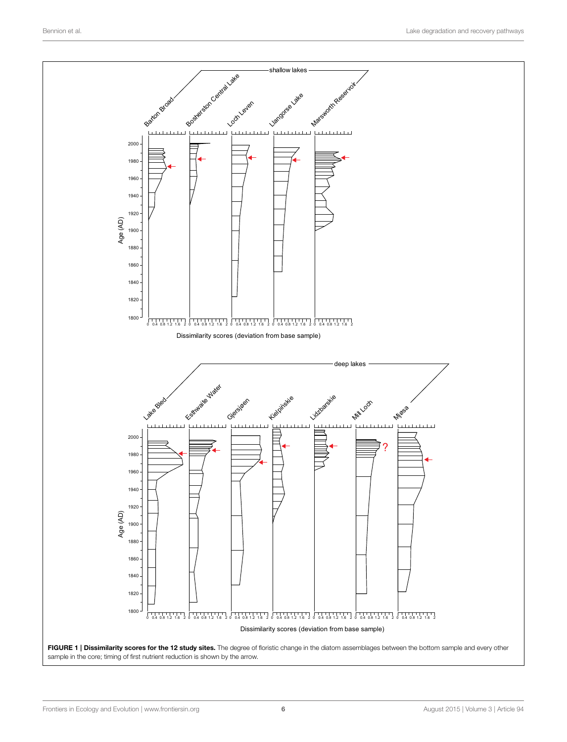**FIGURE 1 | Dissimilarity scores for the 12 study sites.** The degree of floristic change in the diatom assemblages between the bottom sample and every other sample in the core; timing of first nutrient reduction is shown by the arrow.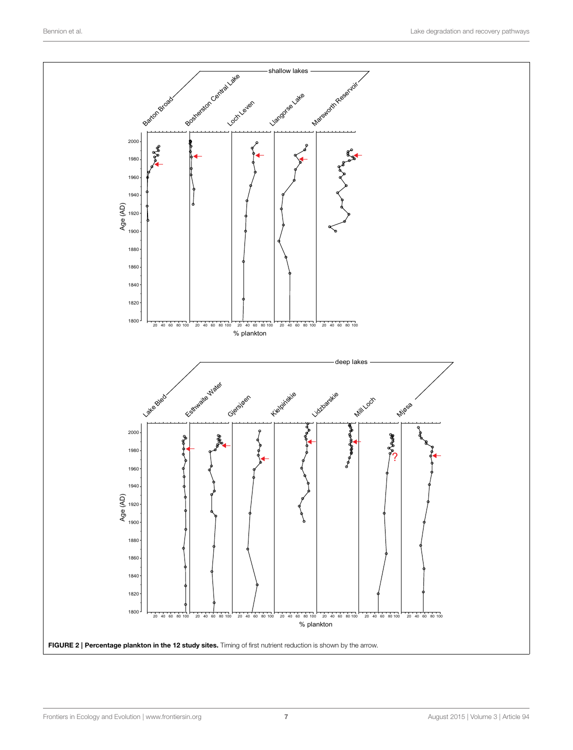**FIGURE 2 | Percentage plankton in the 12 study sites.** Timing of first nutrient reduction is shown by the arrow.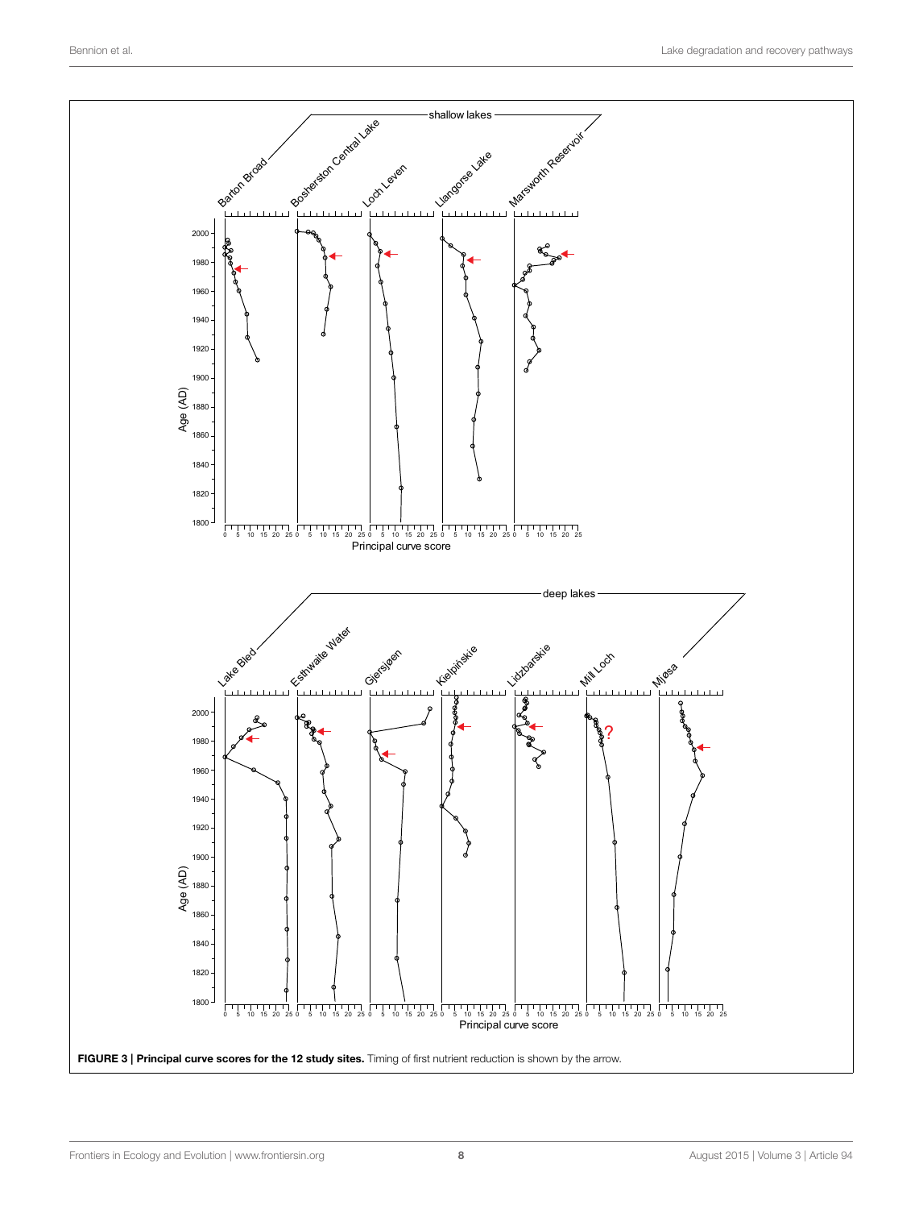**FIGURE 3 | Principal curve scores for the 12 study sites.** Timing of first nutrient reduction is shown by the arrow.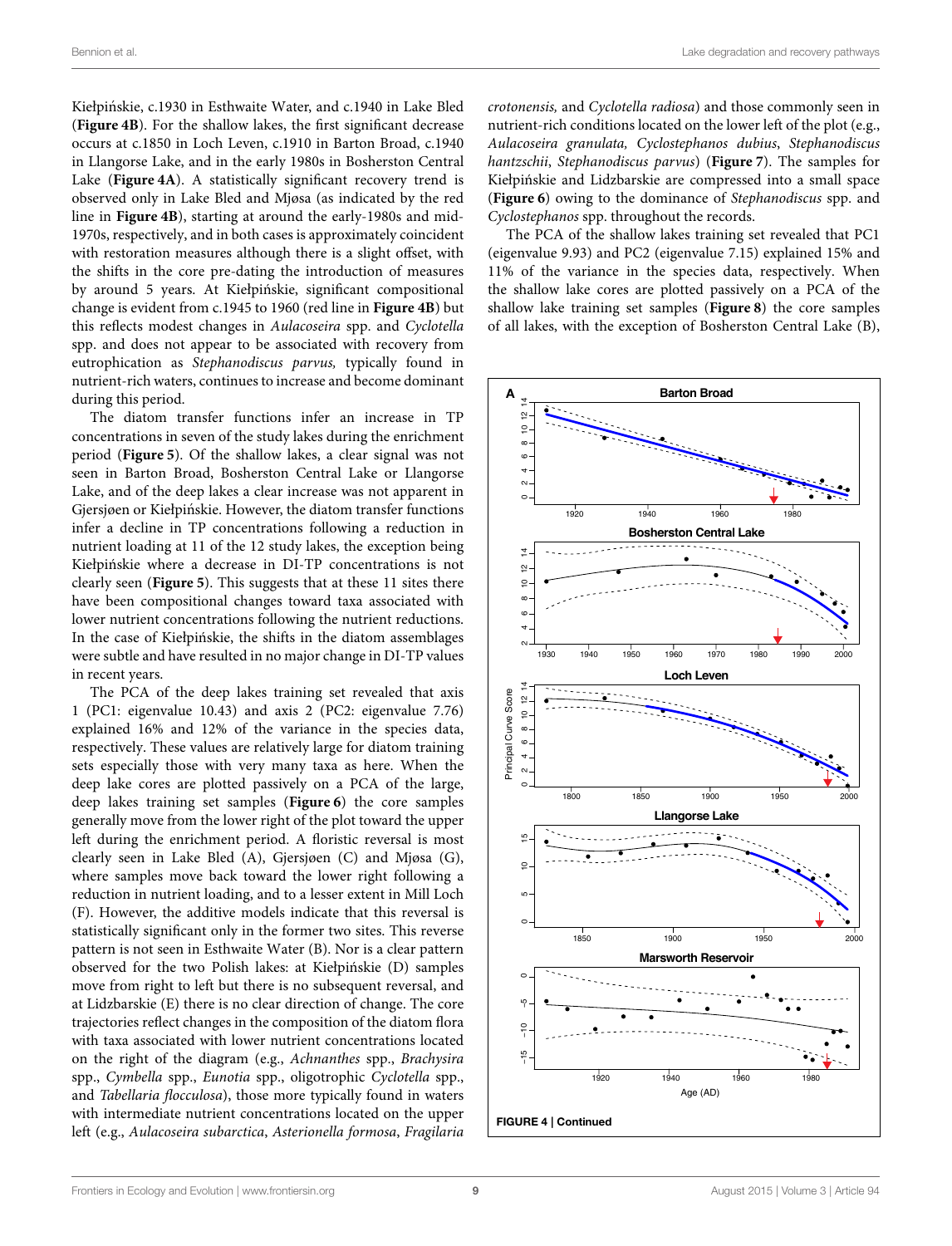Kiełpińskie, c.1930 in Esthwaite Water, and c.1940 in Lake Bled (**Figure 4B**). For the shallow lakes, the first significant decrease occurs at c.1850 in Loch Leven, c.1910 in Barton Broad, c.1940 in Llangorse Lake, and in the early 1980s in Bosherston Central Lake (**Figure 4A**). A statistically significant recovery trend is observed only in Lake Bled and Mjøsa (as indicated by the red line in **Figure 4B**), starting at around the early-1980s and mid-1970s, respectively, and in both cases is approximately coincident with restoration measures although there is a slight offset, with the shifts in the core pre-dating the introduction of measures by around 5 years. At Kiełpińskie, significant compositional change is evident from c.1945 to 1960 (red line in **Figure 4B**) but this reflects modest changes in *Aulacoseira* spp. and *Cyclotella* spp. and does not appear to be associated with recovery from eutrophication as *Stephanodiscus parvus,* typically found in nutrient-rich waters, continues to increase and become dominant during this period.

The diatom transfer functions infer an increase in TP concentrations in seven of the study lakes during the enrichment period (**Figure 5**). Of the shallow lakes, a clear signal was not seen in Barton Broad, Bosherston Central Lake or Llangorse Lake, and of the deep lakes a clear increase was not apparent in Gjersjøen or Kiełpińskie. However, the diatom transfer functions infer a decline in TP concentrations following a reduction in nutrient loading at 11 of the 12 study lakes, the exception being Kiełpińskie where a decrease in DI-TP concentrations is not clearly seen (**Figure 5**). This suggests that at these 11 sites there have been compositional changes toward taxa associated with lower nutrient concentrations following the nutrient reductions. In the case of Kiełpińskie, the shifts in the diatom assemblages were subtle and have resulted in no major change in DI-TP values in recent years.

The PCA of the deep lakes training set revealed that axis 1 (PC1: eigenvalue 10.43) and axis 2 (PC2: eigenvalue 7.76) explained 16% and 12% of the variance in the species data, respectively. These values are relatively large for diatom training sets especially those with very many taxa as here. When the deep lake cores are plotted passively on a PCA of the large, deep lakes training set samples (**Figure 6**) the core samples generally move from the lower right of the plot toward the upper left during the enrichment period. A floristic reversal is most clearly seen in Lake Bled (A), Gjersjøen (C) and Mjøsa (G), where samples move back toward the lower right following a reduction in nutrient loading, and to a lesser extent in Mill Loch (F). However, the additive models indicate that this reversal is statistically significant only in the former two sites. This reverse pattern is not seen in Esthwaite Water (B). Nor is a clear pattern observed for the two Polish lakes: at Kiełpińskie (D) samples move from right to left but there is no subsequent reversal, and at Lidzbarskie (E) there is no clear direction of change. The core trajectories reflect changes in the composition of the diatom flora with taxa associated with lower nutrient concentrations located on the right of the diagram (e.g., *Achnanthes* spp., *Brachysira* spp., *Cymbella* spp., *Eunotia* spp., oligotrophic *Cyclotella* spp., and *Tabellaria flocculosa*), those more typically found in waters with intermediate nutrient concentrations located on the upper left (e.g., *Aulacoseira subarctica*, *Asterionella formosa*, *Fragilaria crotonensis,* and *Cyclotella radiosa*) and those commonly seen in nutrient-rich conditions located on the lower left of the plot (e.g., *Aulacoseira granulata, Cyclostephanos dubius*, *Stephanodiscus hantzschii*, *Stephanodiscus parvus*) (**Figure 7**). The samples for Kiełpińskie and Lidzbarskie are compressed into a small space (**Figure 6**) owing to the dominance of *Stephanodiscus* spp. and *Cyclostephanos* spp. throughout the records.

The PCA of the shallow lakes training set revealed that PC1 (eigenvalue 9.93) and PC2 (eigenvalue 7.15) explained 15% and 11% of the variance in the species data, respectively. When the shallow lake cores are plotted passively on a PCA of the shallow lake training set samples (**Figure 8**) the core samples of all lakes, with the exception of Bosherston Central Lake (B),

**FIGURE 4 | Continued**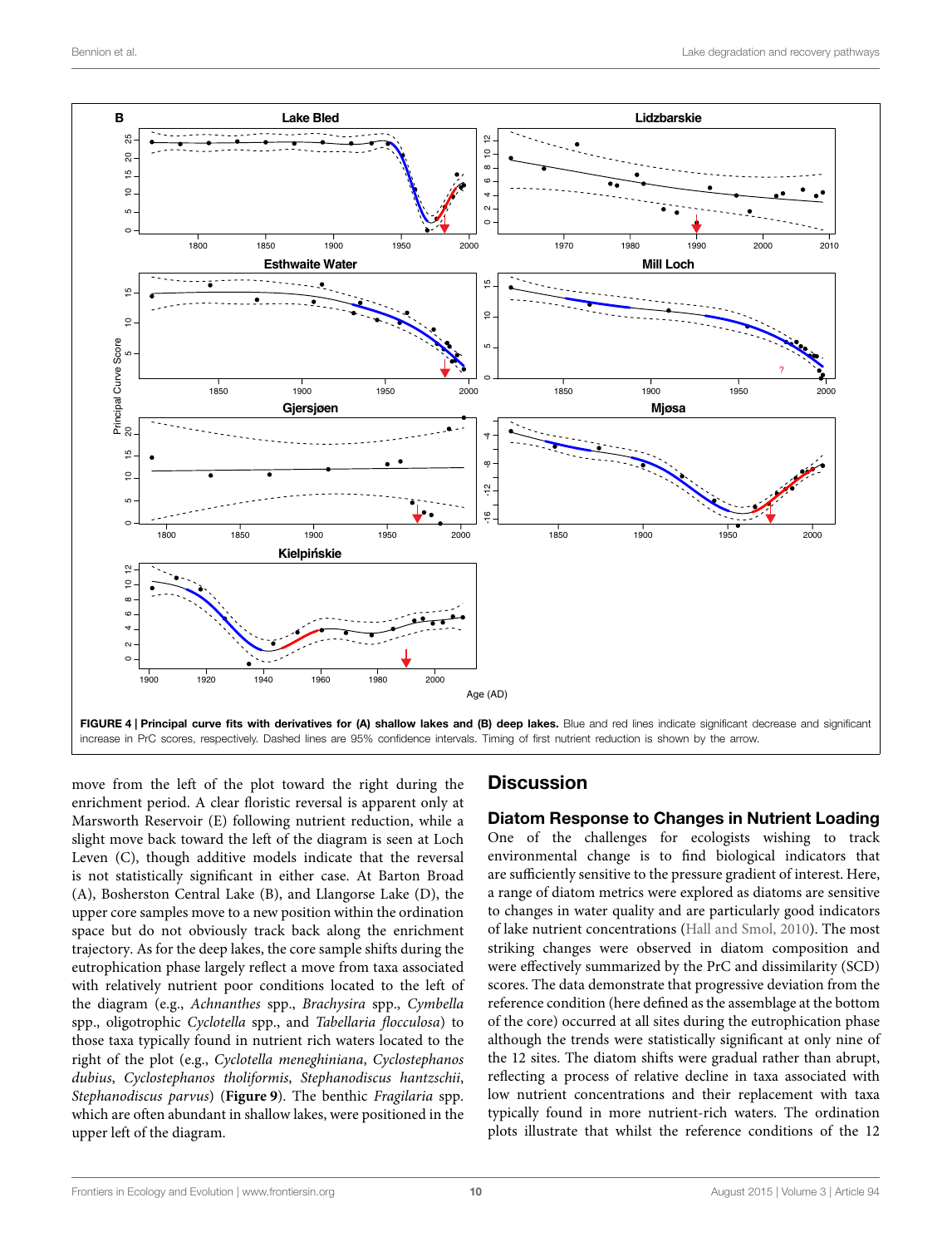FIGURE 4 | Principal curve fits with derivatives for (A) shallow lakes and (B) deep lakes. Blue and red lines indicate significant decrease and significant increase in PrC scores, respectively. Dashed lines are 95% confidence intervals. Timing of first nutrient reduction is shown by the arrow.

move from the left of the plot toward the right during the enrichment period. A clear floristic reversal is apparent only at Marsworth Reservoir (E) following nutrient reduction, while a slight move back toward the left of the diagram is seen at Loch Leven (C), though additive models indicate that the reversal is not statistically significant in either case. At Barton Broad (A), Bosherston Central Lake (B), and Llangorse Lake (D), the upper core samples move to a new position within the ordination space but do not obviously track back along the enrichment trajectory. As for the deep lakes, the core sample shifts during the eutrophication phase largely reflect a move from taxa associated with relatively nutrient poor conditions located to the left of the diagram (e.g., *Achnanthes* spp., *Brachysira* spp., *Cymbella* spp., oligotrophic *Cyclotella* spp., and *Tabellaria flocculosa*) to those taxa typically found in nutrient rich waters located to the right of the plot (e.g., *Cyclotella meneghiniana*, *Cyclostephanos dubius*, *Cyclostephanos tholiformis*, *Stephanodiscus hantzschii*, *Stephanodiscus parvus*) (**Figure 9**). The benthic *Fragilaria* spp. which are often abundant in shallow lakes, were positioned in the upper left of the diagram.

## Discussion

### Diatom Response to Changes in Nutrient Loading

One of the challenges for ecologists wishing to track environmental change is to find biological indicators that are sufficiently sensitive to the pressure gradient of interest. Here, a range of diatom metrics were explored as diatoms are sensitive to changes in water quality and are particularly good indicators of lake nutrient concentrations (Hall and Smol, 2010). The most striking changes were observed in diatom composition and were effectively summarized by the PrC and dissimilarity (SCD) scores. The data demonstrate that progressive deviation from the reference condition (here defined as the assemblage at the bottom of the core) occurred at all sites during the eutrophication phase although the trends were statistically significant at only nine of the 12 sites. The diatom shifts were gradual rather than abrupt, reflecting a process of relative decline in taxa associated with low nutrient concentrations and their replacement with taxa typically found in more nutrient-rich waters. The ordination plots illustrate that whilst the reference conditions of the 12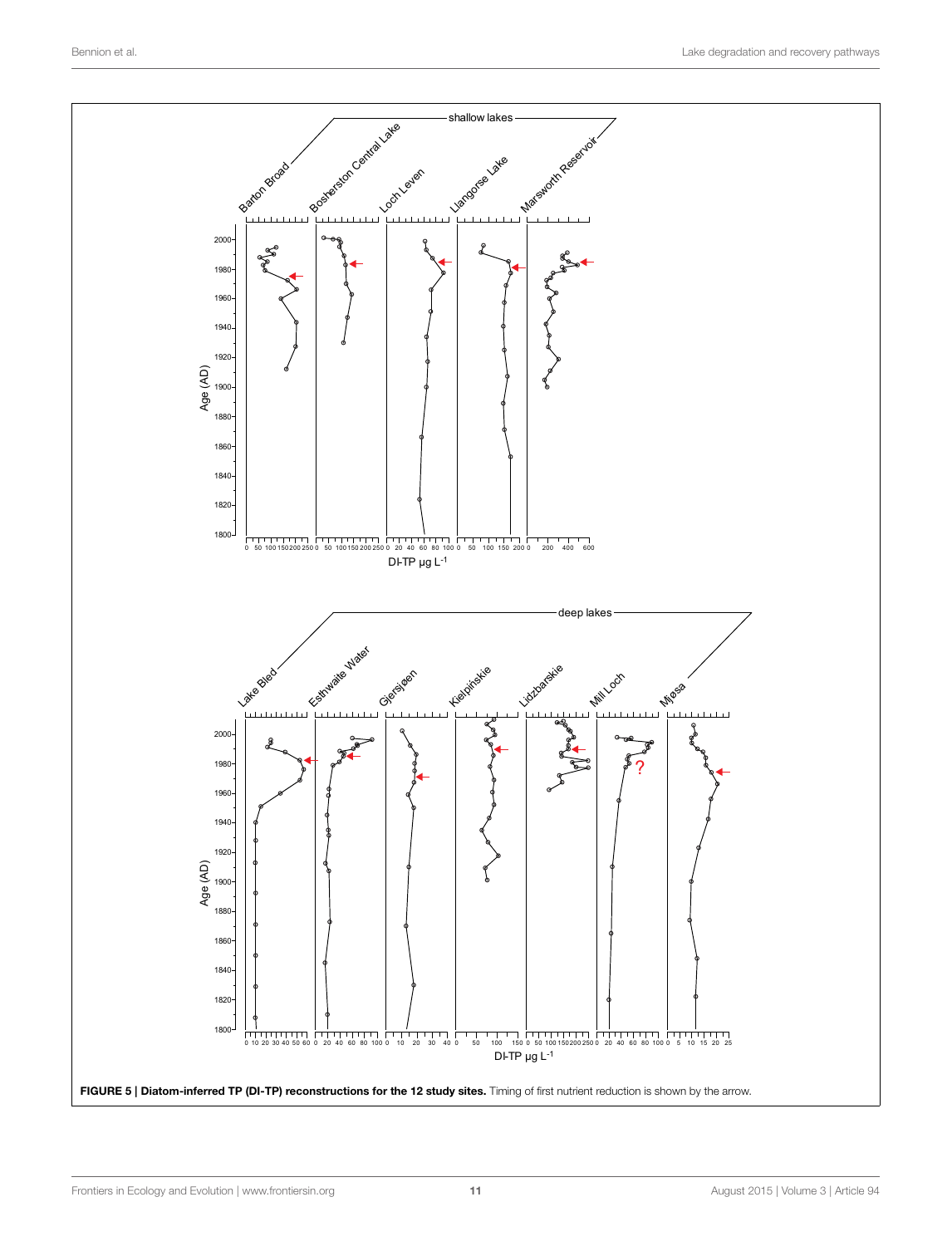**FIGURE 5 | Diatom-inferred TP (DI-TP) reconstructions for the 12 study sites.** Timing of first nutrient reduction is shown by the arrow.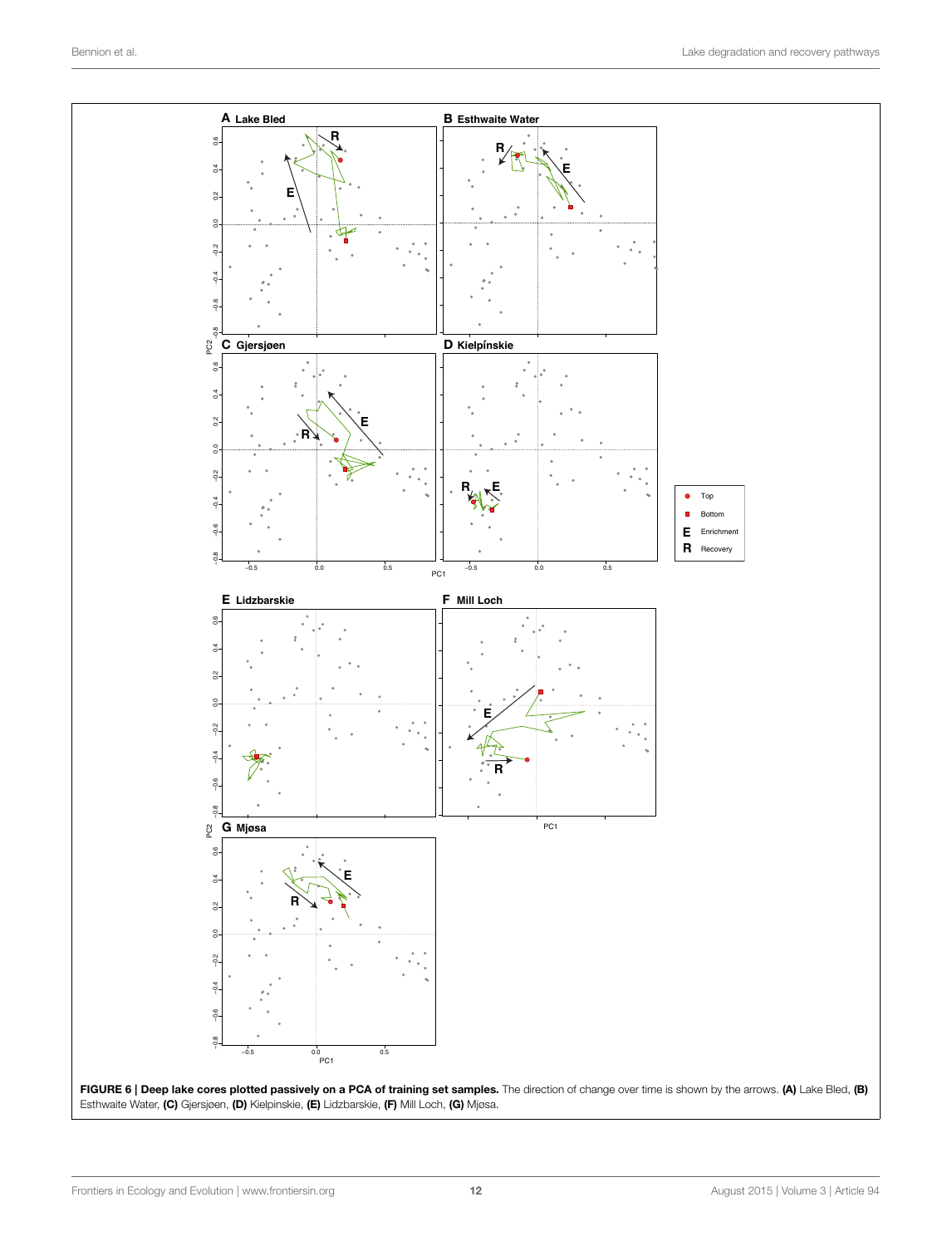**FIGURE 6 | Deep lake cores plotted passively on a PCA of training set samples.** The direction of change over time is shown by the arrows. **(A)** Lake Bled, **(B)** Esthwaite Water, **(C)** Gjersjøen, **(D)** Kielpinskie, **(E)** Lidzbarskie, **(F)** Mill Loch, **(G)** Mjøsa.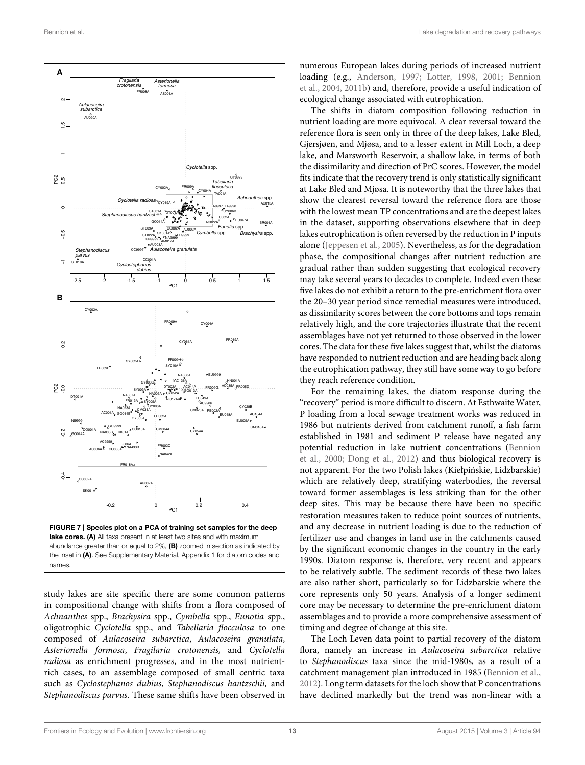FIGURE 7 | Species plot on a PCA of training set samples for the deep lake cores. (A) All taxa present in at least two sites and with maximum abundance greater than or equal to 2%, (B) zoomed in section as indicated by the inset in (A). See Supplementary Material, Appendix 1 for diatom codes and names.

study lakes are site specific there are some common patterns in compositional change with shifts from a flora composed of *Achnanthes* spp., *Brachysira* spp., *Cymbella* spp., *Eunotia* spp., oligotrophic *Cyclotella* spp., and *Tabellaria flocculosa* to one composed of *Aulacoseira subarctica*, *Aulacoseira granulata*, *Asterionella formosa*, *Fragilaria crotonensis,* and *Cyclotella radiosa* as enrichment progresses, and in the most nutrient-rich cases, to an assemblage composed of small centric taxa such as *Cyclostephanos dubius*, *Stephanodiscus hantzschii,* and *Stephanodiscus parvus.* These same shifts have been observed in numerous European lakes during periods of increased nutrient loading (e.g., Anderson, 1997; Lotter, 1998, 2001; Bennion et al., 2004, 2011b) and, therefore, provide a useful indication of ecological change associated with eutrophication.

The shifts in diatom composition following reduction in nutrient loading are more equivocal. A clear reversal toward the reference flora is seen only in three of the deep lakes, Lake Bled, Gjersjøen, and Mjøsa, and to a lesser extent in Mill Loch, a deep lake, and Marsworth Reservoir, a shallow lake, in terms of both the dissimilarity and direction of PrC scores. However, the model fits indicate that the recovery trend is only statistically significant at Lake Bled and Mjøsa. It is noteworthy that the three lakes that show the clearest reversal toward the reference flora are those with the lowest mean TP concentrations and are the deepest lakes in the dataset, supporting observations elsewhere that in deep lakes eutrophication is often reversed by the reduction in P inputs alone (Jeppesen et al., 2005). Nevertheless, as for the degradation phase, the compositional changes after nutrient reduction are gradual rather than sudden suggesting that ecological recovery may take several years to decades to complete. Indeed even these five lakes do not exhibit a return to the pre-enrichment flora over the 20–30 year period since remedial measures were introduced, as dissimilarity scores between the core bottoms and tops remain relatively high, and the core trajectories illustrate that the recent assemblages have not yet returned to those observed in the lower cores. The data for these five lakes suggest that, whilst the diatoms have responded to nutrient reduction and are heading back along the eutrophication pathway, they still have some way to go before they reach reference condition.

For the remaining lakes, the diatom response during the "recovery" period is more difficult to discern. At Esthwaite Water, P loading from a local sewage treatment works was reduced in 1986 but nutrients derived from catchment runoff, a fish farm established in 1981 and sediment P release have negated any potential reduction in lake nutrient concentrations (Bennion et al., 2000; Dong et al., 2012) and thus biological recovery is not apparent. For the two Polish lakes (Kiełpińskie, Lidzbarskie) which are relatively deep, stratifying waterbodies, the reversal toward former assemblages is less striking than for the other deep sites. This may be because there have been no specific restoration measures taken to reduce point sources of nutrients, and any decrease in nutrient loading is due to the reduction of fertilizer use and changes in land use in the catchments caused by the significant economic changes in the country in the early 1990s. Diatom response is, therefore, very recent and appears to be relatively subtle. The sediment records of these two lakes are also rather short, particularly so for Lidzbarskie where the core represents only 50 years. Analysis of a longer sediment core may be necessary to determine the pre-enrichment diatom assemblages and to provide a more comprehensive assessment of timing and degree of change at this site.

The Loch Leven data point to partial recovery of the diatom flora, namely an increase in *Aulacoseira subarctica* relative to *Stephanodiscus* taxa since the mid-1980s, as a result of a catchment management plan introduced in 1985 (Bennion et al., 2012). Long term datasets for the loch show that P concentrations have declined markedly but the trend was non-linear with a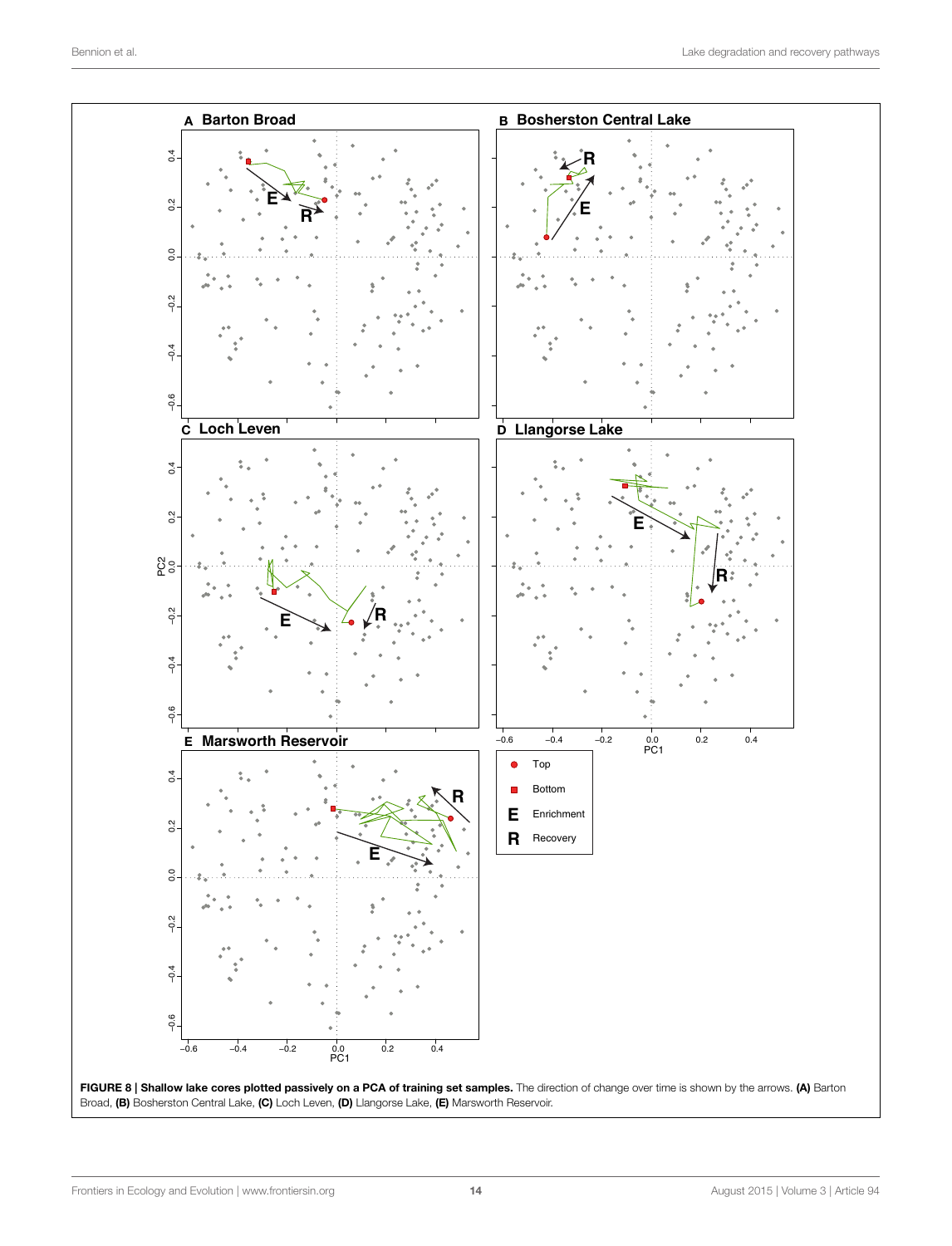**FIGURE 8 | Shallow lake cores plotted passively on a PCA of training set samples.** The direction of change over time is shown by the arrows. **(A)** Barton Broad, **(B)** Bosherston Central Lake, **(C)** Loch Leven, **(D)** Llangorse Lake, **(E)** Marsworth Reservoir.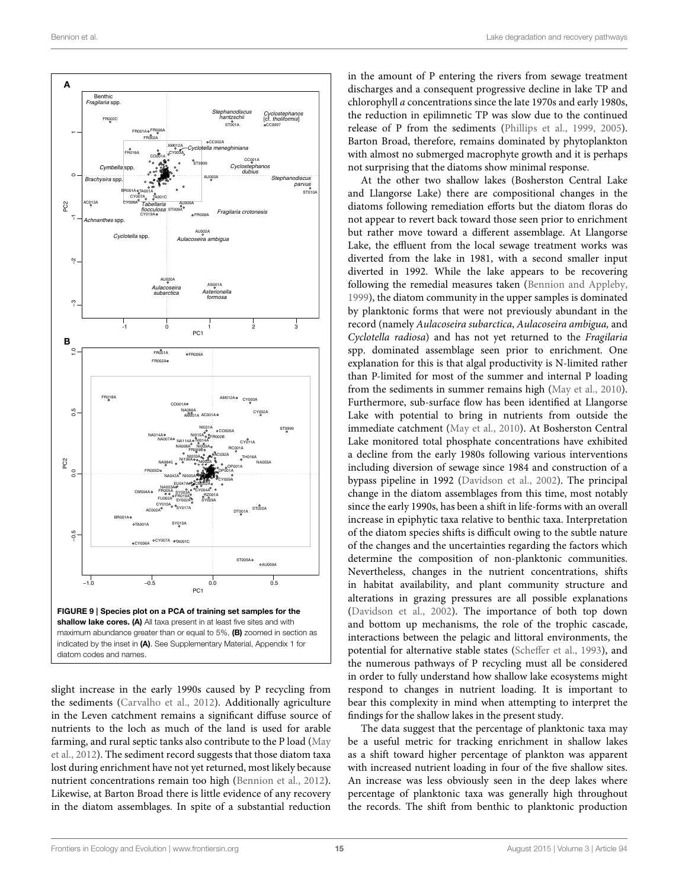**FIGURE 9 | Species plot on a PCA of training set samples for the shallow lake cores. (A)** All taxa present in at least five sites and with maximum abundance greater than or equal to 5%, **(B)** zoomed in section as indicated by the inset in **(A)**. See Supplementary Material, Appendix 1 for diatom codes and names.

slight increase in the early 1990s caused by P recycling from the sediments (Carvalho et al., 2012). Additionally agriculture in the Leven catchment remains a significant diffuse source of nutrients to the loch as much of the land is used for arable farming, and rural septic tanks also contribute to the P load (May et al., 2012). The sediment record suggests that those diatom taxa lost during enrichment have not yet returned, most likely because nutrient concentrations remain too high (Bennion et al., 2012). Likewise, at Barton Broad there is little evidence of any recovery in the diatom assemblages. In spite of a substantial reduction in the amount of P entering the rivers from sewage treatment discharges and a consequent progressive decline in lake TP and chlorophyll *a* concentrations since the late 1970s and early 1980s, the reduction in epilimnetic TP was slow due to the continued release of P from the sediments (Phillips et al., 1999, 2005). Barton Broad, therefore, remains dominated by phytoplankton with almost no submerged macrophyte growth and it is perhaps not surprising that the diatoms show minimal response.

At the other two shallow lakes (Bosherston Central Lake and Llangorse Lake) there are compositional changes in the diatoms following remediation efforts but the diatom floras do not appear to revert back toward those seen prior to enrichment but rather move toward a different assemblage. At Llangorse Lake, the effluent from the local sewage treatment works was diverted from the lake in 1981, with a second smaller input diverted in 1992. While the lake appears to be recovering following the remedial measures taken (Bennion and Appleby, 1999), the diatom community in the upper samples is dominated by planktonic forms that were not previously abundant in the record (namely *Aulacoseira subarctica*, *Aulacoseira ambigua,* and *Cyclotella radiosa*) and has not yet returned to the *Fragilaria* spp. dominated assemblage seen prior to enrichment. One explanation for this is that algal productivity is N-limited rather than P-limited for most of the summer and internal P loading from the sediments in summer remains high (May et al., 2010). Furthermore, sub-surface flow has been identified at Llangorse Lake with potential to bring in nutrients from outside the immediate catchment (May et al., 2010). At Bosherston Central Lake monitored total phosphate concentrations have exhibited a decline from the early 1980s following various interventions including diversion of sewage since 1984 and construction of a bypass pipeline in 1992 (Davidson et al., 2002). The principal change in the diatom assemblages from this time, most notably since the early 1990s, has been a shift in life-forms with an overall increase in epiphytic taxa relative to benthic taxa. Interpretation of the diatom species shifts is difficult owing to the subtle nature of the changes and the uncertainties regarding the factors which determine the composition of non-planktonic communities. Nevertheless, changes in the nutrient concentrations, shifts in habitat availability, and plant community structure and alterations in grazing pressures are all possible explanations (Davidson et al., 2002). The importance of both top down and bottom up mechanisms, the role of the trophic cascade, interactions between the pelagic and littoral environments, the potential for alternative stable states (Scheffer et al., 1993), and the numerous pathways of P recycling must all be considered in order to fully understand how shallow lake ecosystems might respond to changes in nutrient loading. It is important to bear this complexity in mind when attempting to interpret the findings for the shallow lakes in the present study.

The data suggest that the percentage of planktonic taxa may be a useful metric for tracking enrichment in shallow lakes as a shift toward higher percentage of plankton was apparent with increased nutrient loading in four of the five shallow sites. An increase was less obviously seen in the deep lakes where percentage of planktonic taxa was generally high throughout the records. The shift from benthic to planktonic production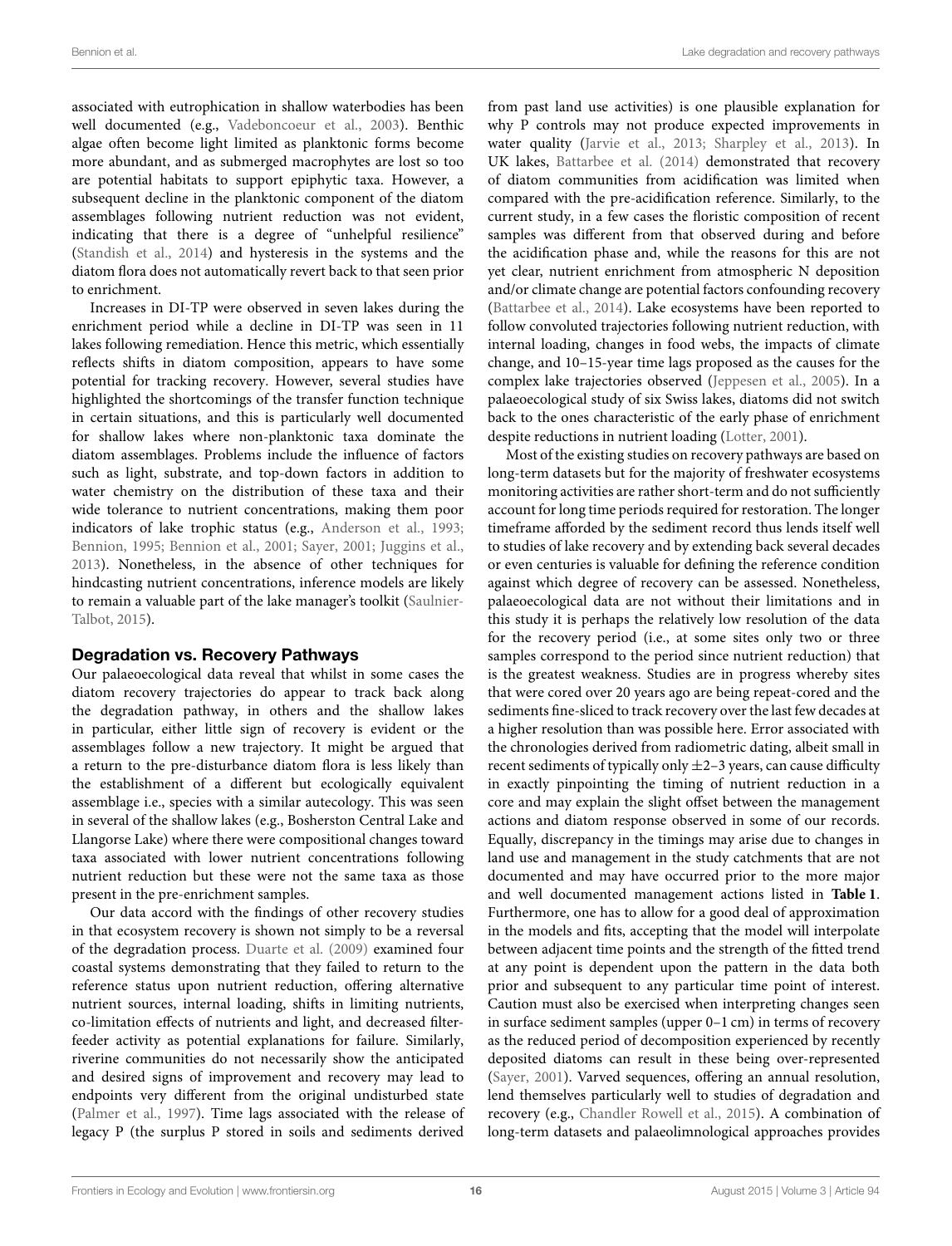associated with eutrophication in shallow waterbodies has been well documented (e.g., Vadeboncoeur et al., 2003). Benthic algae often become light limited as planktonic forms become more abundant, and as submerged macrophytes are lost so too are potential habitats to support epiphytic taxa. However, a subsequent decline in the planktonic component of the diatom assemblages following nutrient reduction was not evident, indicating that there is a degree of "unhelpful resilience" (Standish et al., 2014) and hysteresis in the systems and the diatom flora does not automatically revert back to that seen prior to enrichment.

Increases in DI-TP were observed in seven lakes during the enrichment period while a decline in DI-TP was seen in 11 lakes following remediation. Hence this metric, which essentially reflects shifts in diatom composition, appears to have some potential for tracking recovery. However, several studies have highlighted the shortcomings of the transfer function technique in certain situations, and this is particularly well documented for shallow lakes where non-planktonic taxa dominate the diatom assemblages. Problems include the influence of factors such as light, substrate, and top-down factors in addition to water chemistry on the distribution of these taxa and their wide tolerance to nutrient concentrations, making them poor indicators of lake trophic status (e.g., Anderson et al., 1993; Bennion, 1995; Bennion et al., 2001; Sayer, 2001; Juggins et al., 2013). Nonetheless, in the absence of other techniques for hindcasting nutrient concentrations, inference models are likely to remain a valuable part of the lake manager's toolkit (Saulnier-Talbot, 2015).

## Degradation vs. Recovery Pathways

Our palaeoecological data reveal that whilst in some cases the diatom recovery trajectories do appear to track back along the degradation pathway, in others and the shallow lakes in particular, either little sign of recovery is evident or the assemblages follow a new trajectory. It might be argued that a return to the pre-disturbance diatom flora is less likely than the establishment of a different but ecologically equivalent assemblage i.e., species with a similar autecology. This was seen in several of the shallow lakes (e.g., Bosherston Central Lake and Llangorse Lake) where there were compositional changes toward taxa associated with lower nutrient concentrations following nutrient reduction but these were not the same taxa as those present in the pre-enrichment samples.

Our data accord with the findings of other recovery studies in that ecosystem recovery is shown not simply to be a reversal of the degradation process. Duarte et al. (2009) examined four coastal systems demonstrating that they failed to return to the reference status upon nutrient reduction, offering alternative nutrient sources, internal loading, shifts in limiting nutrients, co-limitation effects of nutrients and light, and decreased filter-feeder activity as potential explanations for failure. Similarly, riverine communities do not necessarily show the anticipated and desired signs of improvement and recovery may lead to endpoints very different from the original undisturbed state (Palmer et al., 1997). Time lags associated with the release of legacy P (the surplus P stored in soils and sediments derived from past land use activities) is one plausible explanation for why P controls may not produce expected improvements in water quality (Jarvie et al., 2013; Sharpley et al., 2013). In UK lakes, Battarbee et al. (2014) demonstrated that recovery of diatom communities from acidification was limited when compared with the pre-acidification reference. Similarly, to the current study, in a few cases the floristic composition of recent samples was different from that observed during and before the acidification phase and, while the reasons for this are not yet clear, nutrient enrichment from atmospheric N deposition and/or climate change are potential factors confounding recovery (Battarbee et al., 2014). Lake ecosystems have been reported to follow convoluted trajectories following nutrient reduction, with internal loading, changes in food webs, the impacts of climate change, and 10–15-year time lags proposed as the causes for the complex lake trajectories observed (Jeppesen et al., 2005). In a palaeoecological study of six Swiss lakes, diatoms did not switch back to the ones characteristic of the early phase of enrichment despite reductions in nutrient loading (Lotter, 2001).

Most of the existing studies on recovery pathways are based on long-term datasets but for the majority of freshwater ecosystems monitoring activities are rather short-term and do not sufficiently account for long time periods required for restoration. The longer timeframe afforded by the sediment record thus lends itself well to studies of lake recovery and by extending back several decades or even centuries is valuable for defining the reference condition against which degree of recovery can be assessed. Nonetheless, palaeoecological data are not without their limitations and in this study it is perhaps the relatively low resolution of the data for the recovery period (i.e., at some sites only two or three samples correspond to the period since nutrient reduction) that is the greatest weakness. Studies are in progress whereby sites that were cored over 20 years ago are being repeat-cored and the sediments fine-sliced to track recovery over the last few decades at a higher resolution than was possible here. Error associated with the chronologies derived from radiometric dating, albeit small in recent sediments of typically only ±2–3 years, can cause difficulty in exactly pinpointing the timing of nutrient reduction in a core and may explain the slight offset between the management actions and diatom response observed in some of our records. Equally, discrepancy in the timings may arise due to changes in land use and management in the study catchments that are not documented and may have occurred prior to the more major and well documented management actions listed in **Table 1**. Furthermore, one has to allow for a good deal of approximation in the models and fits, accepting that the model will interpolate between adjacent time points and the strength of the fitted trend at any point is dependent upon the pattern in the data both prior and subsequent to any particular time point of interest. Caution must also be exercised when interpreting changes seen in surface sediment samples (upper 0–1 cm) in terms of recovery as the reduced period of decomposition experienced by recently deposited diatoms can result in these being over-represented (Sayer, 2001). Varved sequences, offering an annual resolution, lend themselves particularly well to studies of degradation and recovery (e.g., Chandler Rowell et al., 2015). A combination of long-term datasets and palaeolimnological approaches provides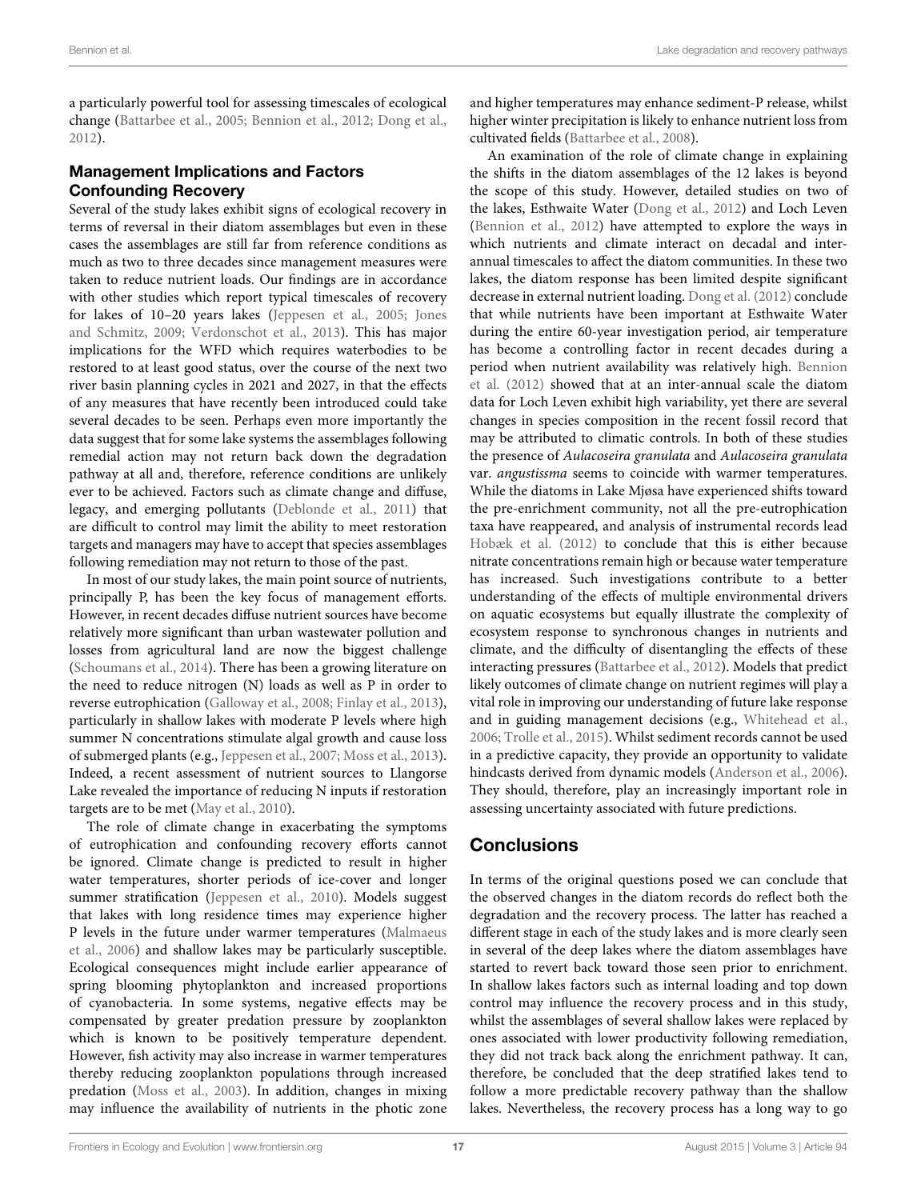a particularly powerful tool for assessing timescales of ecological change (Battarbee et al., 2005; Bennion et al., 2012; Dong et al., 2012).

## Management Implications and Factors Confounding Recovery

Several of the study lakes exhibit signs of ecological recovery in terms of reversal in their diatom assemblages but even in these cases the assemblages are still far from reference conditions as much as two to three decades since management measures were taken to reduce nutrient loads. Our findings are in accordance with other studies which report typical timescales of recovery for lakes of 10–20 years lakes (Jeppesen et al., 2005; Jones and Schmitz, 2009; Verdonschot et al., 2013). This has major implications for the WFD which requires waterbodies to be restored to at least good status, over the course of the next two river basin planning cycles in 2021 and 2027, in that the effects of any measures that have recently been introduced could take several decades to be seen. Perhaps even more importantly the data suggest that for some lake systems the assemblages following remedial action may not return back down the degradation pathway at all and, therefore, reference conditions are unlikely ever to be achieved. Factors such as climate change and diffuse, legacy, and emerging pollutants (Deblonde et al., 2011) that are difficult to control may limit the ability to meet restoration targets and managers may have to accept that species assemblages following remediation may not return to those of the past.

In most of our study lakes, the main point source of nutrients, principally P, has been the key focus of management efforts. However, in recent decades diffuse nutrient sources have become relatively more significant than urban wastewater pollution and losses from agricultural land are now the biggest challenge (Schoumans et al., 2014). There has been a growing literature on the need to reduce nitrogen (N) loads as well as P in order to reverse eutrophication (Galloway et al., 2008; Finlay et al., 2013), particularly in shallow lakes with moderate P levels where high summer N concentrations stimulate algal growth and cause loss of submerged plants (e.g., Jeppesen et al., 2007; Moss et al., 2013). Indeed, a recent assessment of nutrient sources to Llangorse Lake revealed the importance of reducing N inputs if restoration targets are to be met (May et al., 2010).

The role of climate change in exacerbating the symptoms of eutrophication and confounding recovery efforts cannot be ignored. Climate change is predicted to result in higher water temperatures, shorter periods of ice-cover and longer summer stratification (Jeppesen et al., 2010). Models suggest that lakes with long residence times may experience higher P levels in the future under warmer temperatures (Malmaeus et al., 2006) and shallow lakes may be particularly susceptible. Ecological consequences might include earlier appearance of spring blooming phytoplankton and increased proportions of cyanobacteria. In some systems, negative effects may be compensated by greater predation pressure by zooplankton which is known to be positively temperature dependent. However, fish activity may also increase in warmer temperatures thereby reducing zooplankton populations through increased predation (Moss et al., 2003). In addition, changes in mixing may influence the availability of nutrients in the photic zone and higher temperatures may enhance sediment-P release, whilst higher winter precipitation is likely to enhance nutrient loss from cultivated fields (Battarbee et al., 2008).

An examination of the role of climate change in explaining the shifts in the diatom assemblages of the 12 lakes is beyond the scope of this study. However, detailed studies on two of the lakes, Esthwaite Water (Dong et al., 2012) and Loch Leven (Bennion et al., 2012) have attempted to explore the ways in which nutrients and climate interact on decadal and inter-annual timescales to affect the diatom communities. In these two lakes, the diatom response has been limited despite significant decrease in external nutrient loading. Dong et al. (2012) conclude that while nutrients have been important at Esthwaite Water during the entire 60-year investigation period, air temperature has become a controlling factor in recent decades during a period when nutrient availability was relatively high. Bennion et al. (2012) showed that at an inter-annual scale the diatom data for Loch Leven exhibit high variability, yet there are several changes in species composition in the recent fossil record that may be attributed to climatic controls. In both of these studies the presence of *Aulacoseira granulata* and *Aulacoseira granulata* var. *angustissma* seems to coincide with warmer temperatures. While the diatoms in Lake Mjøsa have experienced shifts toward the pre-enrichment community, not all the pre-eutrophication taxa have reappeared, and analysis of instrumental records lead Hobæk et al. (2012) to conclude that this is either because nitrate concentrations remain high or because water temperature has increased. Such investigations contribute to a better understanding of the effects of multiple environmental drivers on aquatic ecosystems but equally illustrate the complexity of ecosystem response to synchronous changes in nutrients and climate, and the difficulty of disentangling the effects of these interacting pressures (Battarbee et al., 2012). Models that predict likely outcomes of climate change on nutrient regimes will play a vital role in improving our understanding of future lake response and in guiding management decisions (e.g., Whitehead et al., 2006; Trolle et al., 2015). Whilst sediment records cannot be used in a predictive capacity, they provide an opportunity to validate hindcasts derived from dynamic models (Anderson et al., 2006). They should, therefore, play an increasingly important role in assessing uncertainty associated with future predictions.

# Conclusions

In terms of the original questions posed we can conclude that the observed changes in the diatom records do reflect both the degradation and the recovery process. The latter has reached a different stage in each of the study lakes and is more clearly seen in several of the deep lakes where the diatom assemblages have started to revert back toward those seen prior to enrichment. In shallow lakes factors such as internal loading and top down control may influence the recovery process and in this study, whilst the assemblages of several shallow lakes were replaced by ones associated with lower productivity following remediation, they did not track back along the enrichment pathway. It can, therefore, be concluded that the deep stratified lakes tend to follow a more predictable recovery pathway than the shallow lakes. Nevertheless, the recovery process has a long way to go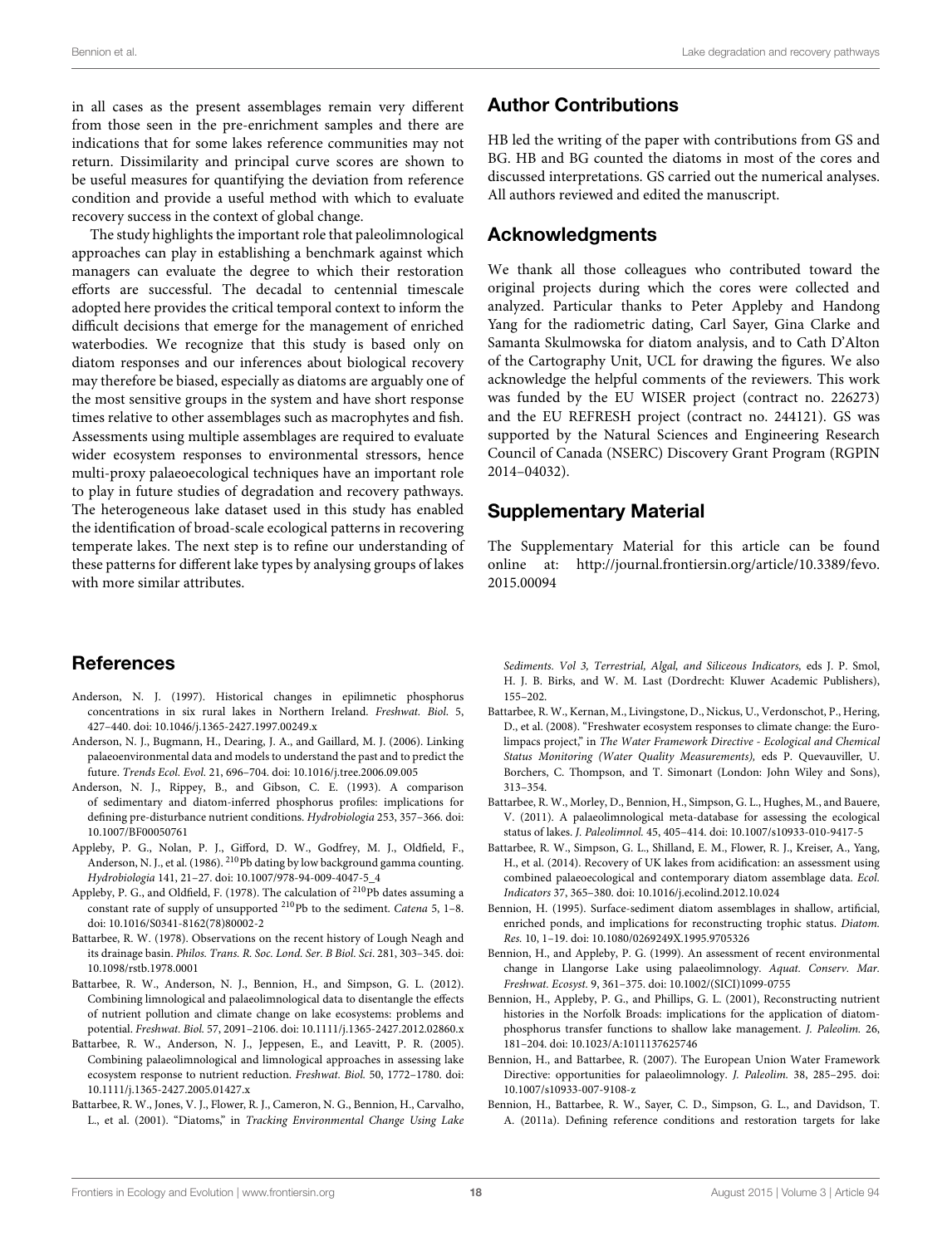in all cases as the present assemblages remain very different from those seen in the pre-enrichment samples and there are indications that for some lakes reference communities may not return. Dissimilarity and principal curve scores are shown to be useful measures for quantifying the deviation from reference condition and provide a useful method with which to evaluate recovery success in the context of global change.

The study highlights the important role that paleolimnological approaches can play in establishing a benchmark against which managers can evaluate the degree to which their restoration efforts are successful. The decadal to centennial timescale adopted here provides the critical temporal context to inform the difficult decisions that emerge for the management of enriched waterbodies. We recognize that this study is based only on diatom responses and our inferences about biological recovery may therefore be biased, especially as diatoms are arguably one of the most sensitive groups in the system and have short response times relative to other assemblages such as macrophytes and fish. Assessments using multiple assemblages are required to evaluate wider ecosystem responses to environmental stressors, hence multi-proxy palaeoecological techniques have an important role to play in future studies of degradation and recovery pathways. The heterogeneous lake dataset used in this study has enabled the identification of broad-scale ecological patterns in recovering temperate lakes. The next step is to refine our understanding of these patterns for different lake types by analysing groups of lakes with more similar attributes.

## Author Contributions

HB led the writing of the paper with contributions from GS and BG. HB and BG counted the diatoms in most of the cores and discussed interpretations. GS carried out the numerical analyses. All authors reviewed and edited the manuscript.

## Acknowledgments

We thank all those colleagues who contributed toward the original projects during which the cores were collected and analyzed. Particular thanks to Peter Appleby and Handong Yang for the radiometric dating, Carl Sayer, Gina Clarke and Samanta Skulmowska for diatom analysis, and to Cath D'Alton of the Cartography Unit, UCL for drawing the figures. We also acknowledge the helpful comments of the reviewers. This work was funded by the EU WISER project (contract no. 226273) and the EU REFRESH project (contract no. 244121). GS was supported by the Natural Sciences and Engineering Research Council of Canada (NSERC) Discovery Grant Program (RGPIN 2014–04032).

## Supplementary Material

The Supplementary Material for this article can be found online at: http://journal.frontiersin.org/article/10.3389/fevo.2015.00094

## References

Anderson, N. J. (1997). Historical changes in epilimnetic phosphorus concentrations in six rural lakes in Northern Ireland. *Freshwat. Biol.* 5, 427–440. doi: 10.1046/j.1365-2427.1997.00249.x

Anderson, N. J., Bugmann, H., Dearing, J. A., and Gaillard, M. J. (2006). Linking palaeoenvironmental data and models to understand the past and to predict the future. *Trends Ecol. Evol.* 21, 696–704. doi: 10.1016/j.tree.2006.09.005

Anderson, N. J., Rippey, B., and Gibson, C. E. (1993). A comparison of sedimentary and diatom-inferred phosphorus profiles: implications for defining pre-disturbance nutrient conditions. *Hydrobiologia* 253, 357–366. doi: 10.1007/BF00050761

Appleby, P. G., Nolan, P. J., Gifford, D. W., Godfrey, M. J., Oldfield, F., Anderson, N. J., et al. (1986). $^{210}$Pb dating by low background gamma counting. *Hydrobiologia* 141, 21–27. doi: 10.1007/978-94-009-4047-5_4

Appleby, P. G., and Oldfield, F. (1978). The calculation of $^{210}$Pb dates assuming a constant rate of supply of unsupported $^{210}$Pb to the sediment. *Catena* 5, 1–8. doi: 10.1016/S0341-8162(78)80002-2

Battarbee, R. W. (1978). Observations on the recent history of Lough Neagh and its drainage basin. *Philos. Trans. R. Soc. Lond. Ser. B Biol. Sci.* 281, 303–345. doi: 10.1098/rstb.1978.0001

Battarbee, R. W., Anderson, N. J., Bennion, H., and Simpson, G. L. (2012). Combining limnological and palaeolimnological data to disentangle the effects of nutrient pollution and climate change on lake ecosystems: problems and potential. *Freshwat. Biol.* 57, 2091–2106. doi: 10.1111/j.1365-2427.2012.02860.x

Battarbee, R. W., Anderson, N. J., Jeppesen, E., and Leavitt, P. R. (2005). Combining palaeolimnological and limnological approaches in assessing lake ecosystem response to nutrient reduction. *Freshwat. Biol.* 50, 1772–1780. doi: 10.1111/j.1365-2427.2005.01427.x

Battarbee, R. W., Jones, V. J., Flower, R. J., Cameron, N. G., Bennion, H., Carvalho, L., et al. (2001). "Diatoms," in *Tracking Environmental Change Using Lake Sediments. Vol 3, Terrestrial, Algal, and Siliceous Indicators,* eds J. P. Smol, H. J. B. Birks, and W. M. Last (Dordrecht: Kluwer Academic Publishers), 155–202.

Battarbee, R. W., Kernan, M., Livingstone, D., Nickus, U., Verdonschot, P., Hering, D., et al. (2008). "Freshwater ecosystem responses to climate change: the Euro-limpacs project," in *The Water Framework Directive - Ecological and Chemical Status Monitoring (Water Quality Measurements),* eds P. Quevauviller, U. Borchers, C. Thompson, and T. Simonart (London: John Wiley and Sons), 313–354.

Battarbee, R. W., Morley, D., Bennion, H., Simpson, G. L., Hughes, M., and Bauere, V. (2011). A palaeolimnological meta-database for assessing the ecological status of lakes. *J. Paleolimnol.* 45, 405–414. doi: 10.1007/s10933-010-9417-5

Battarbee, R. W., Simpson, G. L., Shilland, E. M., Flower, R. J., Kreiser, A., Yang, H., et al. (2014). Recovery of UK lakes from acidification: an assessment using combined palaeoecological and contemporary diatom assemblage data. *Ecol. Indicators* 37, 365–380. doi: 10.1016/j.ecolind.2012.10.024

Bennion, H. (1995). Surface-sediment diatom assemblages in shallow, artificial, enriched ponds, and implications for reconstructing trophic status. *Diatom. Res.* 10, 1–19. doi: 10.1080/0269249X.1995.9705326

Bennion, H., and Appleby, P. G. (1999). An assessment of recent environmental change in Llangorse Lake using palaeolimnology. *Aquat. Conserv. Mar. Freshwat. Ecosyst.* 9, 361–375. doi: 10.1002/(SICI)1099-0755

Bennion, H., Appleby, P. G., and Phillips, G. L. (2001), Reconstructing nutrient histories in the Norfolk Broads: implications for the application of diatom-phosphorus transfer functions to shallow lake management. *J. Paleolim.* 26, 181–204. doi: 10.1023/A:1011137625746

Bennion, H., and Battarbee, R. (2007). The European Union Water Framework Directive: opportunities for palaeolimnology. *J. Paleolim.* 38, 285–295. doi: 10.1007/s10933-007-9108-z

Bennion, H., Battarbee, R. W., Sayer, C. D., Simpson, G. L., and Davidson, T. A. (2011a). Defining reference conditions and restoration targets for lake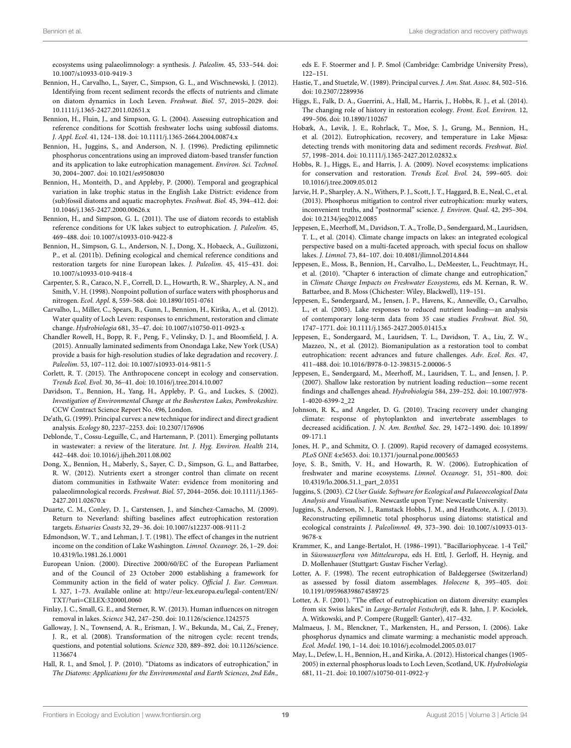ecosystems using palaeolimnology: a synthesis. *J. Paleolim.* 45, 533–544. doi: 10.1007/s10933-010-9419-3

Bennion, H., Carvalho, L., Sayer, C., Simpson, G. L., and Wischnewski, J. (2012). Identifying from recent sediment records the effects of nutrients and climate on diatom dynamics in Loch Leven. *Freshwat. Biol.* 57, 2015–2029. doi: 10.1111/j.1365-2427.2011.02651.x

Bennion, H., Fluin, J., and Simpson, G. L. (2004). Assessing eutrophication and reference conditions for Scottish freshwater lochs using subfossil diatoms. *J. Appl. Ecol.* 41, 124–138. doi: 10.1111/j.1365-2664.2004.00874.x

Bennion, H., Juggins, S., and Anderson, N. J. (1996). Predicting epilimnetic phosphorus concentrations using an improved diatom-based transfer function and its application to lake eutrophication management. *Environ. Sci. Technol.* 30, 2004–2007. doi: 10.1021/es9508030

Bennion, H., Monteith, D., and Appleby, P. (2000). Temporal and geographical variation in lake trophic status in the English Lake District: evidence from (sub)fossil diatoms and aquatic macrophytes. *Freshwat. Biol.* 45, 394–412. doi: 10.1046/j.1365-2427.2000.00626.x

Bennion, H., and Simpson, G. L. (2011). The use of diatom records to establish reference conditions for UK lakes subject to eutrophication. *J. Paleolim.* 45, 469–488. doi: 10.1007/s10933-010-9422-8

Bennion, H., Simpson, G. L., Anderson, N. J., Dong, X., Hobaeck, A., Guilizzoni, P., et al. (2011b). Defining ecological and chemical reference conditions and restoration targets for nine European lakes. *J. Paleolim.* 45, 415–431. doi: 10.1007/s10933-010-9418-4

Carpenter, S. R., Caraco, N. F., Correll, D. L., Howarth, R. W., Sharpley, A. N., and Smith, V. H. (1998). Nonpoint pollution of surface waters with phosphorus and nitrogen. *Ecol. Appl.* 8, 559–568. doi: 10.1890/1051-0761

Carvalho, L., Miller, C., Spears, B., Gunn, I., Bennion, H., Kirika, A., et al. (2012). Water quality of Loch Leven: responses to enrichment, restoration and climate change. *Hydrobiologia* 681, 35–47. doi: 10.1007/s10750-011-0923-x

Chandler Rowell, H., Bopp, R. F., Peng, F., Velinsky, D. J., and Bloomfield, J. A. (2015). Annually laminated sediments from Onondaga Lake, New York (USA) provide a basis for high-resolution studies of lake degradation and recovery. *J. Paleolim.* 53, 107–112. doi: 10.1007/s10933-014-9811-5

Corlett, R. T. (2015). The Anthropocene concept in ecology and conservation. *Trends Ecol. Evol.* 30, 36–41. doi: 10.1016/j.tree.2014.10.007

Davidson, T., Bennion, H., Yang, H., Appleby, P. G., and Luckes, S. (2002). *Investigation of Environmental Change at the Bosherston Lakes, Pembrokeshire.* CCW Contract Science Report No. 496, London.

De'ath, G. (1999). Principal curves: a new technique for indirect and direct gradient analysis. *Ecology* 80, 2237–2253. doi: 10.2307/176906

Deblonde, T., Cossu-Leguille, C., and Hartemann, P. (2011). Emerging pollutants in wastewater: a review of the literature. *Int. J. Hyg. Environ. Health* 214, 442–448. doi: 10.1016/j.ijheh.2011.08.002

Dong, X., Bennion, H., Maberly, S., Sayer, C. D., Simpson, G. L., and Battarbee, R. W. (2012). Nutrients exert a stronger control than climate on recent diatom communities in Esthwaite Water: evidence from monitoring and palaeolimnological records. *Freshwat. Biol.* 57, 2044–2056. doi: 10.1111/j.1365-2427.2011.02670.x

Duarte, C. M., Conley, D. J., Carstensen, J., and Sánchez-Camacho, M. (2009). Return to Neverland: shifting baselines affect eutrophication restoration targets. *Estuaries Coasts* 32, 29–36. doi: 10.1007/s12237-008-9111-2

Edmondson, W. T., and Lehman, J. T. (1981). The effect of changes in the nutrient income on the condition of Lake Washington. *Limnol. Oceanogr.* 26, 1–29. doi: 10.4319/lo.1981.26.1.0001

European Union. (2000). Directive 2000/60/EC of the European Parliament and of the Council of 23 October 2000 establishing a framework for Community action in the field of water policy. *Official J. Eur. Commun.* L 327, 1–73. Available online at: http://eur-lex.europa.eu/legal-content/EN/TXT/?uri=CELEX:32000L0060

Finlay, J. C., Small, G. E., and Sterner, R. W. (2013). Human influences on nitrogen removal in lakes. *Science* 342, 247–250. doi: 10.1126/science.1242575

Galloway, J. N., Townsend, A. R., Erisman, J. W., Bekunda, M., Cai, Z., Freney, J. R., et al. (2008). Transformation of the nitrogen cycle: recent trends, questions, and potential solutions. *Science* 320, 889–892. doi: 10.1126/science.1136674

Hall, R. I., and Smol, J. P. (2010). "Diatoms as indicators of eutrophication," in *The Diatoms: Applications for the Environmental and Earth Sciences*, *2nd Edn.,* eds E. F. Stoermer and J. P. Smol (Cambridge: Cambridge University Press), 122–151.

Hastie, T., and Stuetzle, W. (1989). Principal curves. *J. Am. Stat. Assoc.* 84, 502–516. doi: 10.2307/2289936

Higgs, E., Falk, D. A., Guerrini, A., Hall, M., Harris, J., Hobbs, R. J., et al. (2014). The changing role of history in restoration ecology. *Front. Ecol. Environ.* 12, 499–506. doi: 10.1890/110267

Hobæk, A., Løvik, J. E., Rohrlack, T., Moe, S. J., Grung, M., Bennion, H., et al. (2012). Eutrophication, recovery, and temperature in Lake Mjøsa: detecting trends with monitoring data and sediment records. *Freshwat. Biol.* 57, 1998–2014. doi: 10.1111/j.1365-2427.2012.02832.x

Hobbs, R. J., Higgs, E., and Harris, J. A. (2009). Novel ecosystems: implications for conservation and restoration. *Trends Ecol. Evol.* 24, 599–605. doi: 10.1016/j.tree.2009.05.012

Jarvie, H. P., Sharpley, A. N., Withers, P. J., Scott, J. T., Haggard, B. E., Neal, C., et al. (2013). Phosphorus mitigation to control river eutrophication: murky waters, inconvenient truths, and "postnormal" science. *J. Environ. Qual.* 42, 295–304. doi: 10.2134/jeq2012.0085

Jeppesen, E., Meerhoff, M., Davidson, T. A., Trolle, D., Søndergaard, M., Lauridsen, T. L., et al. (2014). Climate change impacts on lakes: an integrated ecological perspective based on a multi-faceted approach, with special focus on shallow lakes. *J. Limnol.* 73, 84–107. doi: 10.4081/jlimnol.2014.844

Jeppesen, E., Moss, B., Bennion, H., Carvalho, L., DeMeester, L., Feuchtmayr, H., et al. (2010). "Chapter 6 interaction of climate change and eutrophication," in *Climate Change Impacts on Freshwater Ecosystems,* eds M. Kernan, R. W. Battarbee, and B. Moss (Chichester: Wiley, Blackwell), 119–151.

Jeppesen, E., Søndergaard, M., Jensen, J. P., Havens, K., Anneville, O., Carvalho, L., et al. (2005). Lake responses to reduced nutrient loading—an analysis of contemporary long-term data from 35 case studies *Freshwat. Biol.* 50, 1747–1771. doi: 10.1111/j.1365-2427.2005.01415.x

Jeppesen, E., Sondergaard, M., Lauridsen, T. L., Davidson, T. A., Liu, Z. W., Mazzeo, N., et al. (2012). Biomanipulation as a restoration tool to combat eutrophication: recent advances and future challenges. *Adv. Ecol. Res.* 47, 411–488. doi: 10.1016/B978-0-12-398315-2.00006-5

Jeppesen, E., Søndergaard, M., Meerhoff, M., Lauridsen, T. L., and Jensen, J. P. (2007). Shallow lake restoration by nutrient loading reduction—some recent findings and challenges ahead. *Hydrobiologia* 584, 239–252. doi: 10.1007/978-1-4020-6399-2_22

Johnson, R. K., and Angeler, D. G. (2010). Tracing recovery under changing climate: response of phytoplankton and invertebrate assemblages to decreased acidification. *J. N. Am. Benthol. Soc.* 29, 1472–1490. doi: 10.1899/09-171.1

Jones, H. P., and Schmitz, O. J. (2009). Rapid recovery of damaged ecosystems. *PLoS ONE* 4:e5653. doi: 10.1371/journal.pone.0005653

Joye, S. B., Smith, V. H., and Howarth, R. W. (2006). Eutrophication of freshwater and marine ecosystems. *Limnol. Oceanogr.* 51, 351–800. doi: 10.4319/lo.2006.51.1_part_2.0351

Juggins, S. (2003). *C2 User Guide. Software for Ecological and Palaeoecological Data Analysis and Visualisation.* Newcastle upon Tyne: Newcastle University.

Juggins, S., Anderson, N. J., Ramstack Hobbs, J. M., and Heathcote, A. J. (2013). Reconstructing epilimnetic total phosphorus using diatoms: statistical and ecological constraints *J. Paleolimnol.* 49, 373–390. doi: 10.1007/s10933-013-9678-x

Krammer, K., and Lange-Bertalot, H. (1986–1991). "Bacillariophyceae. 1-4 Teil," in *Süsswasserflora von Mitteleuropa*, eds H. Ettl, J. Gerloff, H. Heynig, and D. Mollenhauer (Stuttgart: Gustav Fischer Verlag).

Lotter, A. F. (1998). The recent eutrophication of Baldeggersee (Switzerland) as assessed by fossil diatom assemblages. *Holocene* 8, 395–405. doi: 10.1191/095968398674589725

Lotter, A. F. (2001). "The effect of eutrophication on diatom diversity: examples from six Swiss lakes," in *Lange-Bertalot Festschrift*, eds R. Jahn, J. P. Kociolek, A. Witkowski, and P. Compere (Ruggell: Ganter), 417–432.

Malmaeus, J. M., Blenckner, T., Markensten, H., and Persson, I. (2006). Lake phosphorus dynamics and climate warming: a mechanistic model approach. *Ecol. Model.* 190, 1–14. doi: 10.1016/j.ecolmodel.2005.03.017

May, L., Defew, L. H., Bennion, H., and Kirika, A. (2012). Historical changes (1905-2005) in external phosphorus loads to Loch Leven, Scotland, UK. *Hydrobiologia* 681, 11–21. doi: 10.1007/s10750-011-0922-y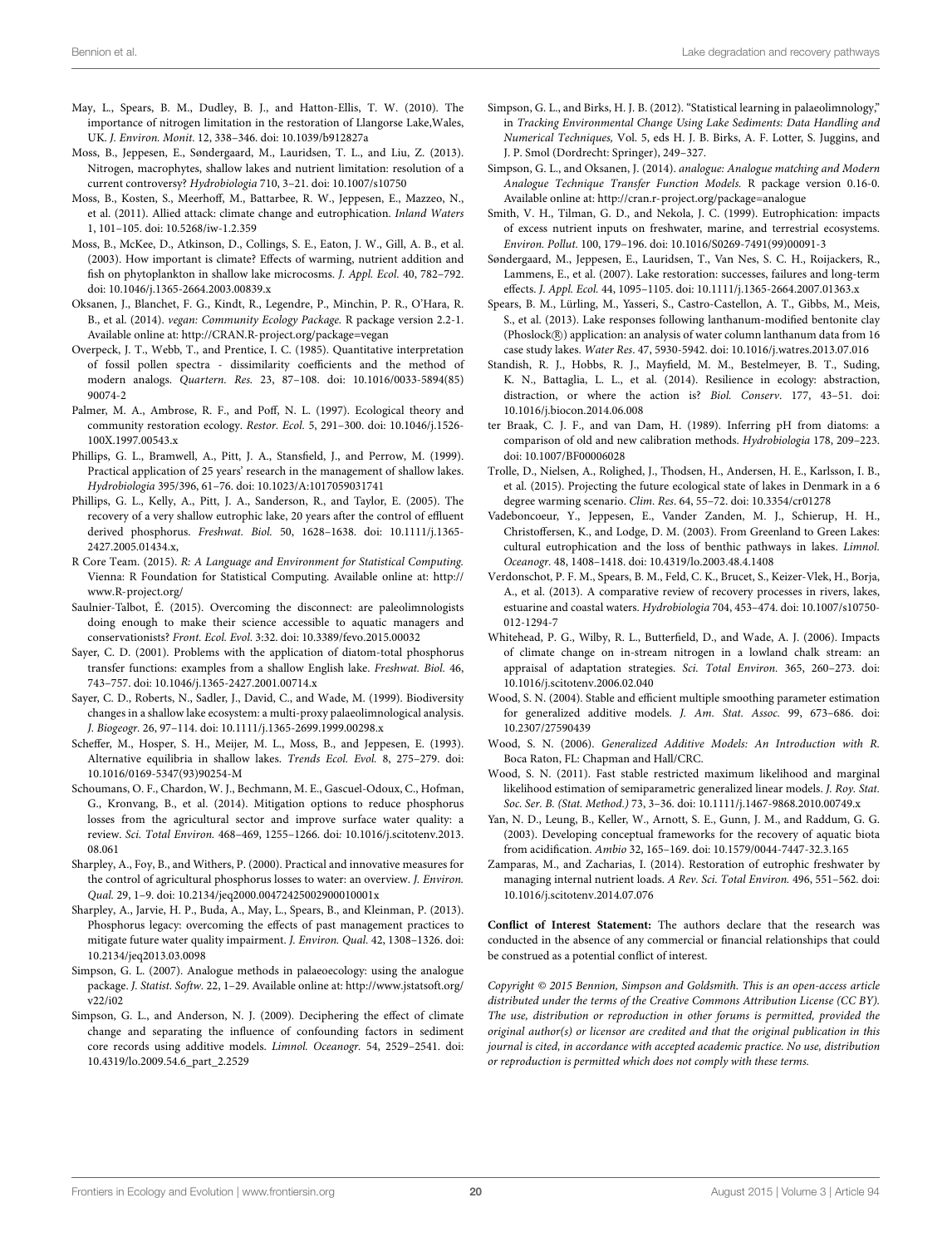May, L., Spears, B. M., Dudley, B. J., and Hatton-Ellis, T. W. (2010). The importance of nitrogen limitation in the restoration of Llangorse Lake,Wales, UK. *J. Environ. Monit.* 12, 338–346. doi: 10.1039/b912827a

Moss, B., Jeppesen, E., Søndergaard, M., Lauridsen, T. L., and Liu, Z. (2013). Nitrogen, macrophytes, shallow lakes and nutrient limitation: resolution of a current controversy? *Hydrobiologia* 710, 3–21. doi: 10.1007/s10750

Moss, B., Kosten, S., Meerhoff, M., Battarbee, R. W., Jeppesen, E., Mazzeo, N., et al. (2011). Allied attack: climate change and eutrophication. *Inland Waters* 1, 101–105. doi: 10.5268/iw-1.2.359

Moss, B., McKee, D., Atkinson, D., Collings, S. E., Eaton, J. W., Gill, A. B., et al. (2003). How important is climate? Effects of warming, nutrient addition and fish on phytoplankton in shallow lake microcosms. *J. Appl. Ecol.* 40, 782–792. doi: 10.1046/j.1365-2664.2003.00839.x

Oksanen, J., Blanchet, F. G., Kindt, R., Legendre, P., Minchin, P. R., O'Hara, R. B., et al. (2014). *vegan: Community Ecology Package.* R package version 2.2-1. Available online at: http://CRAN.R-project.org/package=vegan

Overpeck, J. T., Webb, T., and Prentice, I. C. (1985). Quantitative interpretation of fossil pollen spectra - dissimilarity coefficients and the method of modern analogs. *Quartern. Res.* 23, 87–108. doi: 10.1016/0033-5894(85) 90074-2

Palmer, M. A., Ambrose, R. F., and Poff, N. L. (1997). Ecological theory and community restoration ecology. *Restor. Ecol.* 5, 291–300. doi: 10.1046/j.1526-100X.1997.00543.x

Phillips, G. L., Bramwell, A., Pitt, J. A., Stansfield, J., and Perrow, M. (1999). Practical application of 25 years' research in the management of shallow lakes. *Hydrobiologia* 395/396, 61–76. doi: 10.1023/A:1017059031741

Phillips, G. L., Kelly, A., Pitt, J. A., Sanderson, R., and Taylor, E. (2005). The recovery of a very shallow eutrophic lake, 20 years after the control of effluent derived phosphorus. *Freshwat. Biol.* 50, 1628–1638. doi: 10.1111/j.1365-2427.2005.01434.x,

R Core Team. (2015). *R: A Language and Environment for Statistical Computing.* Vienna: R Foundation for Statistical Computing. Available online at: http://www.R-project.org/

Saulnier-Talbot, É. (2015). Overcoming the disconnect: are paleolimnologists doing enough to make their science accessible to aquatic managers and conservationists? *Front. Ecol. Evol.* 3:32. doi: 10.3389/fevo.2015.00032

Sayer, C. D. (2001). Problems with the application of diatom-total phosphorus transfer functions: examples from a shallow English lake. *Freshwat. Biol.* 46, 743–757. doi: 10.1046/j.1365-2427.2001.00714.x

Sayer, C. D., Roberts, N., Sadler, J., David, C., and Wade, M. (1999). Biodiversity changes in a shallow lake ecosystem: a multi-proxy palaeolimnological analysis. *J. Biogeogr.* 26, 97–114. doi: 10.1111/j.1365-2699.1999.00298.x

Scheffer, M., Hosper, S. H., Meijer, M. L., Moss, B., and Jeppesen, E. (1993). Alternative equilibria in shallow lakes. *Trends Ecol. Evol.* 8, 275–279. doi: 10.1016/0169-5347(93)90254-M

Schoumans, O. F., Chardon, W. J., Bechmann, M. E., Gascuel-Odoux, C., Hofman, G., Kronvang, B., et al. (2014). Mitigation options to reduce phosphorus losses from the agricultural sector and improve surface water quality: a review. *Sci. Total Environ.* 468–469, 1255–1266. doi: 10.1016/j.scitotenv.2013. 08.061

Sharpley, A., Foy, B., and Withers, P. (2000). Practical and innovative measures for the control of agricultural phosphorus losses to water: an overview. *J. Environ. Qual.* 29, 1–9. doi: 10.2134/jeq2000.00472425002900010001x

Sharpley, A., Jarvie, H. P., Buda, A., May, L., Spears, B., and Kleinman, P. (2013). Phosphorus legacy: overcoming the effects of past management practices to mitigate future water quality impairment. *J. Environ. Qual.* 42, 1308–1326. doi: 10.2134/jeq2013.03.0098

Simpson, G. L. (2007). Analogue methods in palaeoecology: using the analogue package. *J. Statist. Softw.* 22, 1–29. Available online at: http://www.jstatsoft.org/v22/i02

Simpson, G. L., and Anderson, N. J. (2009). Deciphering the effect of climate change and separating the influence of confounding factors in sediment core records using additive models. *Limnol. Oceanogr.* 54, 2529–2541. doi: 10.4319/lo.2009.54.6_part_2.2529

Simpson, G. L., and Birks, H. J. B. (2012). "Statistical learning in palaeolimnology," in *Tracking Environmental Change Using Lake Sediments: Data Handling and Numerical Techniques,* Vol. 5, eds H. J. B. Birks, A. F. Lotter, S. Juggins, and J. P. Smol (Dordrecht: Springer), 249–327.

Simpson, G. L., and Oksanen, J. (2014). *analogue: Analogue matching and Modern Analogue Technique Transfer Function Models.* R package version 0.16-0. Available online at: http://cran.r-project.org/package=analogue

Smith, V. H., Tilman, G. D., and Nekola, J. C. (1999). Eutrophication: impacts of excess nutrient inputs on freshwater, marine, and terrestrial ecosystems. *Environ. Pollut.* 100, 179–196. doi: 10.1016/S0269-7491(99)00091-3

Søndergaard, M., Jeppesen, E., Lauridsen, T., Van Nes, S. C. H., Roijackers, R., Lammens, E., et al. (2007). Lake restoration: successes, failures and long-term effects. *J. Appl. Ecol.* 44, 1095–1105. doi: 10.1111/j.1365-2664.2007.01363.x

Spears, B. M., Lürling, M., Yasseri, S., Castro-Castellon, A. T., Gibbs, M., Meis, S., et al. (2013). Lake responses following lanthanum-modified bentonite clay (Phoslock®) application: an analysis of water column lanthanum data from 16 case study lakes. *Water Res.* 47, 5930-5942. doi: 10.1016/j.watres.2013.07.016

Standish, R. J., Hobbs, R. J., Mayfield, M. M., Bestelmeyer, B. T., Suding, K. N., Battaglia, L. L., et al. (2014). Resilience in ecology: abstraction, distraction, or where the action is? *Biol. Conserv.* 177, 43–51. doi: 10.1016/j.biocon.2014.06.008

ter Braak, C. J. F., and van Dam, H. (1989). Inferring pH from diatoms: a comparison of old and new calibration methods. *Hydrobiologia* 178, 209–223. doi: 10.1007/BF00006028

Trolle, D., Nielsen, A., Rolighed, J., Thodsen, H., Andersen, H. E., Karlsson, I. B., et al. (2015). Projecting the future ecological state of lakes in Denmark in a 6 degree warming scenario. *Clim. Res.* 64, 55–72. doi: 10.3354/cr01278

Vadeboncoeur, Y., Jeppesen, E., Vander Zanden, M. J., Schierup, H. H., Christoffersen, K., and Lodge, D. M. (2003). From Greenland to Green Lakes: cultural eutrophication and the loss of benthic pathways in lakes. *Limnol. Oceanogr.* 48, 1408–1418. doi: 10.4319/lo.2003.48.4.1408

Verdonschot, P. F. M., Spears, B. M., Feld, C. K., Brucet, S., Keizer-Vlek, H., Borja, A., et al. (2013). A comparative review of recovery processes in rivers, lakes, estuarine and coastal waters. *Hydrobiologia* 704, 453–474. doi: 10.1007/s10750-012-1294-7

Whitehead, P. G., Wilby, R. L., Butterfield, D., and Wade, A. J. (2006). Impacts of climate change on in-stream nitrogen in a lowland chalk stream: an appraisal of adaptation strategies. *Sci. Total Environ.* 365, 260–273. doi: 10.1016/j.scitotenv.2006.02.040

Wood, S. N. (2004). Stable and efficient multiple smoothing parameter estimation for generalized additive models. *J. Am. Stat. Assoc.* 99, 673–686. doi: 10.2307/27590439

Wood, S. N. (2006). *Generalized Additive Models: An Introduction with R.* Boca Raton, FL: Chapman and Hall/CRC.

Wood, S. N. (2011). Fast stable restricted maximum likelihood and marginal likelihood estimation of semiparametric generalized linear models. *J. Roy. Stat. Soc. Ser. B. (Stat. Method.)* 73, 3–36. doi: 10.1111/j.1467-9868.2010.00749.x

Yan, N. D., Leung, B., Keller, W., Arnott, S. E., Gunn, J. M., and Raddum, G. G. (2003). Developing conceptual frameworks for the recovery of aquatic biota from acidification. *Ambio* 32, 165–169. doi: 10.1579/0044-7447-32.3.165

Zamparas, M., and Zacharias, I. (2014). Restoration of eutrophic freshwater by managing internal nutrient loads. *A Rev. Sci. Total Environ.* 496, 551–562. doi: 10.1016/j.scitotenv.2014.07.076

**Conflict of Interest Statement:** The authors declare that the research was conducted in the absence of any commercial or financial relationships that could be construed as a potential conflict of interest.

*Copyright © 2015 Bennion, Simpson and Goldsmith. This is an open-access article distributed under the terms of the Creative Commons Attribution License (CC BY). The use, distribution or reproduction in other forums is permitted, provided the original author(s) or licensor are credited and that the original publication in this journal is cited, in accordance with accepted academic practice. No use, distribution or reproduction is permitted which does not comply with these terms.*